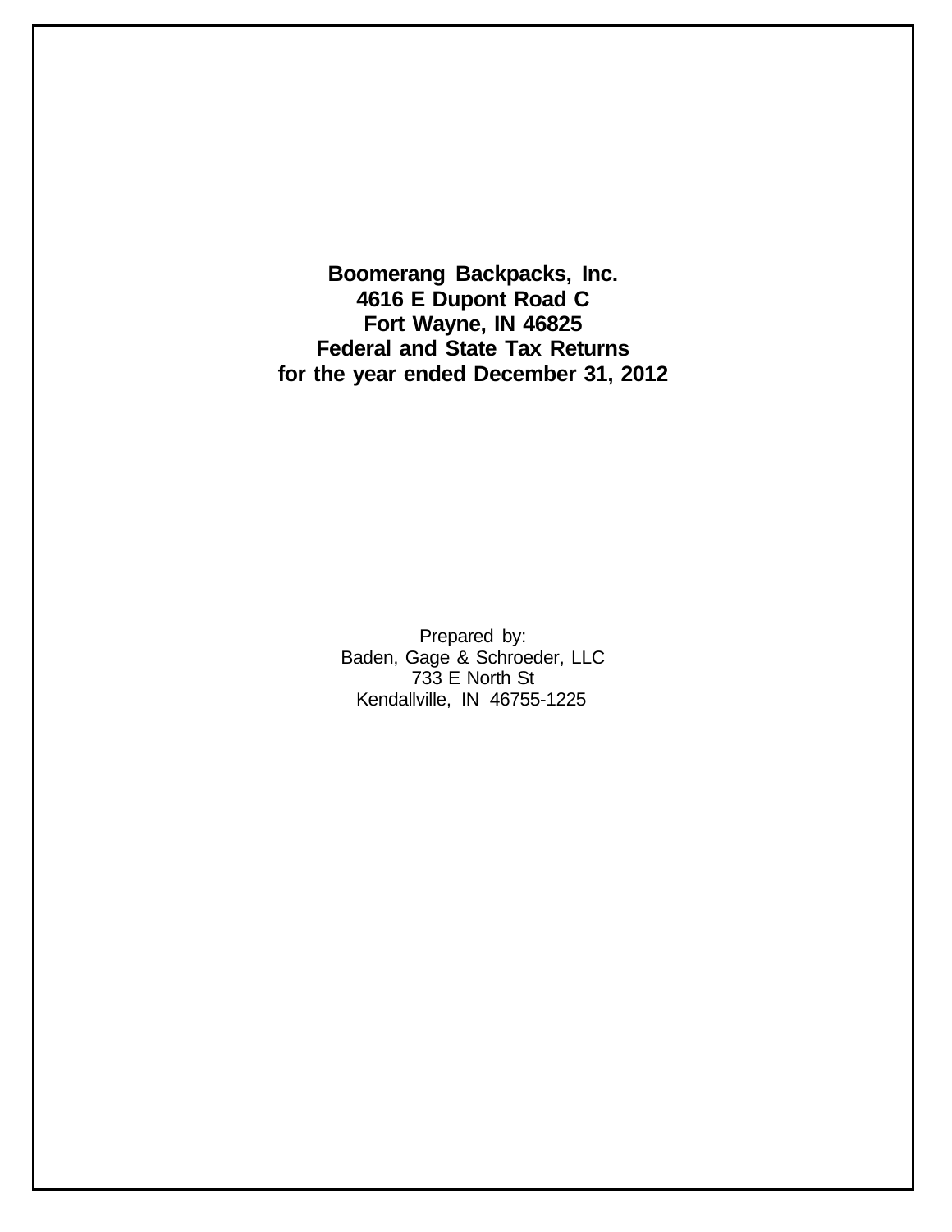**Boomerang Backpacks, Inc.**
**4616 E Dupont Road C**
**Fort Wayne, IN 46825**
**Federal and State Tax Returns**
**for the year ended December 31, 2012**

Prepared by:
Baden, Gage & Schroeder, LLC
733 E North St
Kendallville, IN 46755-1225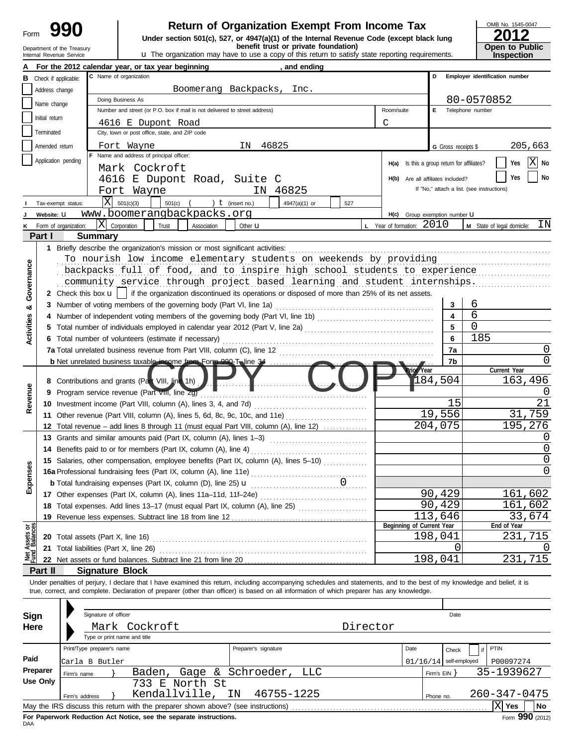# Form 990 — Return of Organization Exempt From Income Tax

**Under section 501(c), 527, or 4947(a)(1) of the Internal Revenue Code (except black lung benefit trust or private foundation)**

u The organization may have to use a copy of this return to satisfy state reporting requirements.

OMB No. 1545-0047 — **2012** — **Open to Public Inspection**

Department of the Treasury
Internal Revenue Service

**A** For the 2012 calendar year, or tax year beginning , and ending

**B** Check if applicable: Address change ☐ Name change ☐ Initial return ☐ Terminated ☐ Amended return ☐ Application pending ☐

**C** Name of organization: Boomerang Backpacks, Inc.

Doing Business As

Number and street (or P.O. box if mail is not delivered to street address): 4616 E Dupont Road — Room/suite: C

City, town or post office, state, and ZIP code: Fort Wayne IN 46825

**D** Employer identification number: 80-0570852

**E** Telephone number

**G** Gross receipts $ 205,663

**F** Name and address of principal officer: Mark Cockroft, 4616 E Dupont Road, Suite C, Fort Wayne IN 46825

**H(a)** Is this a group return for affiliates? ☐ Yes ☒ No

**H(b)** Are all affiliates included? ☐ Yes ☐ No — If "No," attach a list. (see instructions)

**I** Tax-exempt status: ☒ 501(c)(3) ☐ 501(c) ( ) t (insert no.) ☐ 4947(a)(1) or ☐ 527

**J** Website: u www.boomerangbackpacks.org

**H(c)** Group exemption number u

**K** Form of organization: ☒ Corporation ☐ Trust ☐ Association ☐ Other u

**L** Year of formation: 2010

**M** State of legal domicile: IN

## Part I Summary

**Activities & Governance**

1 Briefly describe the organization's mission or most significant activities:
To nourish low income elementary students on weekends by providing backpacks full of food, and to inspire high school students to experience community service through project based learning and student internships.

2 Check this box u ☐ if the organization discontinued its operations or disposed of more than 25% of its net assets.

| | | Line | |
|---|---|---|---|
| 3 | Number of voting members of the governing body (Part VI, line 1a) | 3 | 6 |
| 4 | Number of independent voting members of the governing body (Part VI, line 1b) | 4 | 6 |
| 5 | Total number of individuals employed in calendar year 2012 (Part V, line 2a) | 5 | 0 |
| 6 | Total number of volunteers (estimate if necessary) | 6 | 185 |
| 7a | Total unrelated business revenue from Part VIII, column (C), line 12 | 7a | 0 |
| b | Net unrelated business taxable income from Form 990-T, line 34 | 7b | 0 |

| | | Prior Year | Current Year |
|---|---|---|---|
| **Revenue** | | | |
| 8 | Contributions and grants (Part VIII, line 1h) | 184,504 | 163,496 |
| 9 | Program service revenue (Part VIII, line 2g) | | 0 |
| 10 | Investment income (Part VIII, column (A), lines 3, 4, and 7d) | 15 | 21 |
| 11 | Other revenue (Part VIII, column (A), lines 5, 6d, 8c, 9c, 10c, and 11e) | 19,556 | 31,759 |
| 12 | Total revenue – add lines 8 through 11 (must equal Part VIII, column (A), line 12) | 204,075 | 195,276 |
| **Expenses** | | | |
| 13 | Grants and similar amounts paid (Part IX, column (A), lines 1–3) | | 0 |
| 14 | Benefits paid to or for members (Part IX, column (A), line 4) | | 0 |
| 15 | Salaries, other compensation, employee benefits (Part IX, column (A), lines 5–10) | | 0 |
| 16a | Professional fundraising fees (Part IX, column (A), line 11e) | | 0 |
| b | Total fundraising expenses (Part IX, column (D), line 25) u 0 | | |
| 17 | Other expenses (Part IX, column (A), lines 11a–11d, 11f–24e) | 90,429 | 161,602 |
| 18 | Total expenses. Add lines 13–17 (must equal Part IX, column (A), line 25) | 90,429 | 161,602 |
| 19 | Revenue less expenses. Subtract line 18 from line 12 | 113,646 | 33,674 |

| **Net Assets or Fund Balances** | | Beginning of Current Year | End of Year |
|---|---|---|---|
| 20 | Total assets (Part X, line 16) | 198,041 | 231,715 |
| 21 | Total liabilities (Part X, line 26) | 0 | 0 |
| 22 | Net assets or fund balances. Subtract line 21 from line 20 | 198,041 | 231,715 |

## Part II Signature Block

Under penalties of perjury, I declare that I have examined this return, including accompanying schedules and statements, and to the best of my knowledge and belief, it is true, correct, and complete. Declaration of preparer (other than officer) is based on all information of which preparer has any knowledge.

**Sign Here**

Signature of officer — Date

Mark Cockroft — Director

Type or print name and title

**Paid Preparer Use Only**

| Print/Type preparer's name | Preparer's signature | Date | Check ☐ if self-employed | PTIN |
|---|---|---|---|---|
| Carla B Butler | | 01/16/14 | | P00097274 |

Firm's name } Baden, Gage & Schroeder, LLC — Firm's EIN } 35-1939627

Firm's address } 733 E North St, Kendallville, IN 46755-1225 — Phone no. 260-347-0475

May the IRS discuss this return with the preparer shown above? (see instructions) ☒ Yes ☐ No

**For Paperwork Reduction Act Notice, see the separate instructions.**

DAA — Form **990** (2012)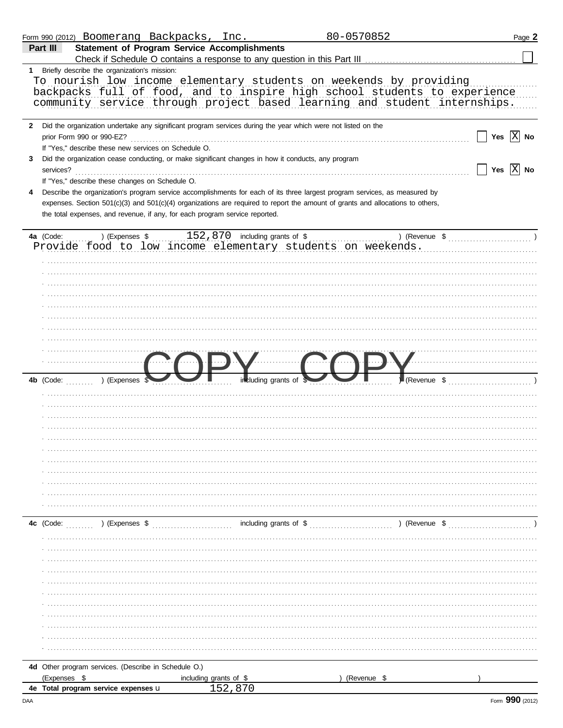Form 990 (2012) Boomerang Backpacks, Inc. 80-0570852

## Part III Statement of Program Service Accomplishments

Check if Schedule O contains a response to any question in this Part III ☐

**1** Briefly describe the organization's mission:

To nourish low income elementary students on weekends by providing backpacks full of food, and to inspire high school students to experience community service through project based learning and student internships.

**2** Did the organization undertake any significant program services during the year which were not listed on the prior Form 990 or 990-EZ? ☐ Yes ☒ No

If "Yes," describe these new services on Schedule O.

**3** Did the organization cease conducting, or make significant changes in how it conducts, any program services? ☐ Yes ☒ No

If "Yes," describe these changes on Schedule O.

**4** Describe the organization's program service accomplishments for each of its three largest program services, as measured by expenses. Section 501(c)(3) and 501(c)(4) organizations are required to report the amount of grants and allocations to others, the total expenses, and revenue, if any, for each program service reported.

**4a** (Code: ) (Expenses $ 152,870 including grants of $ ) (Revenue $ )

Provide food to low income elementary students on weekends.

COPY COPY

**4b** (Code: ) (Expenses $ including grants of $ ) (Revenue $ )

**4c** (Code: ) (Expenses $ including grants of $ ) (Revenue $ )

**4d** Other program services. (Describe in Schedule O.)

(Expenses $ including grants of $ ) (Revenue $ )

**4e Total program service expenses** 152,870

Form **990** (2012)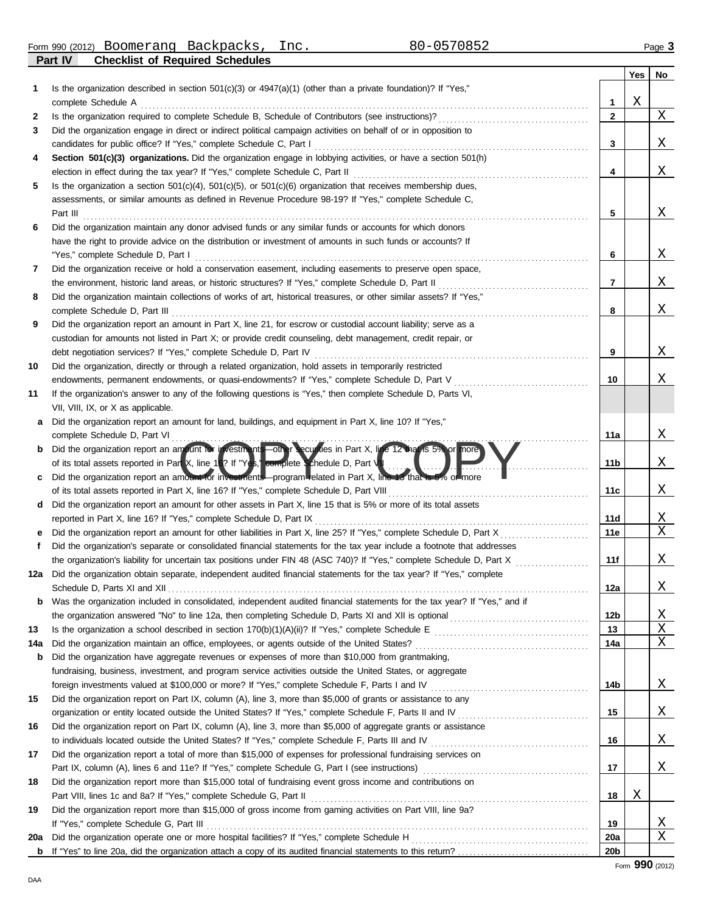Form 990 (2012) Boomerang Backpacks, Inc. 80-0570852

## Part IV Checklist of Required Schedules

| | | | Yes | No |
|---|---|---|---|---|
| 1 | Is the organization described in section 501(c)(3) or 4947(a)(1) (other than a private foundation)? If "Yes," complete Schedule A | 1 | X | |
| 2 | Is the organization required to complete Schedule B, Schedule of Contributors (see instructions)? | 2 | | X |
| 3 | Did the organization engage in direct or indirect political campaign activities on behalf of or in opposition to candidates for public office? If "Yes," complete Schedule C, Part I | 3 | | X |
| 4 | **Section 501(c)(3) organizations.** Did the organization engage in lobbying activities, or have a section 501(h) election in effect during the tax year? If "Yes," complete Schedule C, Part II | 4 | | X |
| 5 | Is the organization a section 501(c)(4), 501(c)(5), or 501(c)(6) organization that receives membership dues, assessments, or similar amounts as defined in Revenue Procedure 98-19? If "Yes," complete Schedule C, Part III | 5 | | X |
| 6 | Did the organization maintain any donor advised funds or any similar funds or accounts for which donors have the right to provide advice on the distribution or investment of amounts in such funds or accounts? If "Yes," complete Schedule D, Part I | 6 | | X |
| 7 | Did the organization receive or hold a conservation easement, including easements to preserve open space, the environment, historic land areas, or historic structures? If "Yes," complete Schedule D, Part II | 7 | | X |
| 8 | Did the organization maintain collections of works of art, historical treasures, or other similar assets? If "Yes," complete Schedule D, Part III | 8 | | X |
| 9 | Did the organization report an amount in Part X, line 21, for escrow or custodial account liability; serve as a custodian for amounts not listed in Part X; or provide credit counseling, debt management, credit repair, or debt negotiation services? If "Yes," complete Schedule D, Part IV | 9 | | X |
| 10 | Did the organization, directly or through a related organization, hold assets in temporarily restricted endowments, permanent endowments, or quasi-endowments? If "Yes," complete Schedule D, Part V | 10 | | X |
| 11 | If the organization's answer to any of the following questions is "Yes," then complete Schedule D, Parts VI, VII, VIII, IX, or X as applicable. | | | |
| a | Did the organization report an amount for land, buildings, and equipment in Part X, line 10? If "Yes," complete Schedule D, Part VI | 11a | | X |
| b | Did the organization report an amount for investments—other securities in Part X, line 12 that is 5% or more of its total assets reported in Part X, line 16? If "Yes," complete Schedule D, Part VII | 11b | | X |
| c | Did the organization report an amount for investments—program related in Part X, line 13 that is 5% or more of its total assets reported in Part X, line 16? If "Yes," complete Schedule D, Part VIII | 11c | | X |
| d | Did the organization report an amount for other assets in Part X, line 15 that is 5% or more of its total assets reported in Part X, line 16? If "Yes," complete Schedule D, Part IX | 11d | | X |
| e | Did the organization report an amount for other liabilities in Part X, line 25? If "Yes," complete Schedule D, Part X | 11e | | X |
| f | Did the organization's separate or consolidated financial statements for the tax year include a footnote that addresses the organization's liability for uncertain tax positions under FIN 48 (ASC 740)? If "Yes," complete Schedule D, Part X | 11f | | X |
| 12a | Did the organization obtain separate, independent audited financial statements for the tax year? If "Yes," complete Schedule D, Parts XI and XII | 12a | | X |
| b | Was the organization included in consolidated, independent audited financial statements for the tax year? If "Yes," and if the organization answered "No" to line 12a, then completing Schedule D, Parts XI and XII is optional | 12b | | X |
| 13 | Is the organization a school described in section 170(b)(1)(A)(ii)? If "Yes," complete Schedule E | 13 | | X |
| 14a | Did the organization maintain an office, employees, or agents outside of the United States? | 14a | | X |
| b | Did the organization have aggregate revenues or expenses of more than $10,000 from grantmaking, fundraising, business, investment, and program service activities outside the United States, or aggregate foreign investments valued at $100,000 or more? If "Yes," complete Schedule F, Parts I and IV | 14b | | X |
| 15 | Did the organization report on Part IX, column (A), line 3, more than $5,000 of grants or assistance to any organization or entity located outside the United States? If "Yes," complete Schedule F, Parts II and IV | 15 | | X |
| 16 | Did the organization report on Part IX, column (A), line 3, more than $5,000 of aggregate grants or assistance to individuals located outside the United States? If "Yes," complete Schedule F, Parts III and IV | 16 | | X |
| 17 | Did the organization report a total of more than $15,000 of expenses for professional fundraising services on Part IX, column (A), lines 6 and 11e? If "Yes," complete Schedule G, Part I (see instructions) | 17 | | X |
| 18 | Did the organization report more than $15,000 total of fundraising event gross income and contributions on Part VIII, lines 1c and 8a? If "Yes," complete Schedule G, Part II | 18 | X | |
| 19 | Did the organization report more than $15,000 of gross income from gaming activities on Part VIII, line 9a? If "Yes," complete Schedule G, Part III | 19 | | X |
| 20a | Did the organization operate one or more hospital facilities? If "Yes," complete Schedule H | 20a | | X |
| b | If "Yes" to line 20a, did the organization attach a copy of its audited financial statements to this return? | 20b | | |

Form **990** (2012)

DAA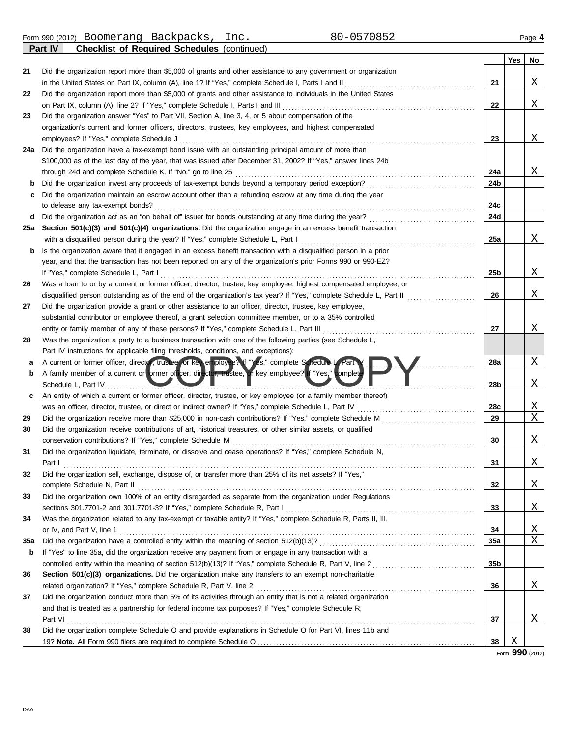Form 990 (2012) Boomerang Backpacks, Inc. 80-0570852

**Part IV Checklist of Required Schedules** (continued)

| | | | Yes | No |
|---|---|---|---|---|
| 21 | Did the organization report more than $5,000 of grants and other assistance to any government or organization in the United States on Part IX, column (A), line 1? If "Yes," complete Schedule I, Parts I and II | 21 | | X |
| 22 | Did the organization report more than $5,000 of grants and other assistance to individuals in the United States on Part IX, column (A), line 2? If "Yes," complete Schedule I, Parts I and III | 22 | | X |
| 23 | Did the organization answer "Yes" to Part VII, Section A, line 3, 4, or 5 about compensation of the organization's current and former officers, directors, trustees, key employees, and highest compensated employees? If "Yes," complete Schedule J | 23 | | X |
| 24a | Did the organization have a tax-exempt bond issue with an outstanding principal amount of more than $100,000 as of the last day of the year, that was issued after December 31, 2002? If "Yes," answer lines 24b through 24d and complete Schedule K. If "No," go to line 25 | 24a | | X |
| b | Did the organization invest any proceeds of tax-exempt bonds beyond a temporary period exception? | 24b | | |
| c | Did the organization maintain an escrow account other than a refunding escrow at any time during the year to defease any tax-exempt bonds? | 24c | | |
| d | Did the organization act as an "on behalf of" issuer for bonds outstanding at any time during the year? | 24d | | |
| 25a | **Section 501(c)(3) and 501(c)(4) organizations.** Did the organization engage in an excess benefit transaction with a disqualified person during the year? If "Yes," complete Schedule L, Part I | 25a | | X |
| b | Is the organization aware that it engaged in an excess benefit transaction with a disqualified person in a prior year, and that the transaction has not been reported on any of the organization's prior Forms 990 or 990-EZ? If "Yes," complete Schedule L, Part I | 25b | | X |
| 26 | Was a loan to or by a current or former officer, director, trustee, key employee, highest compensated employee, or disqualified person outstanding as of the end of the organization's tax year? If "Yes," complete Schedule L, Part II | 26 | | X |
| 27 | Did the organization provide a grant or other assistance to an officer, director, trustee, key employee, substantial contributor or employee thereof, a grant selection committee member, or to a 35% controlled entity or family member of any of these persons? If "Yes," complete Schedule L, Part III | 27 | | X |
| 28 | Was the organization a party to a business transaction with one of the following parties (see Schedule L, Part IV instructions for applicable filing thresholds, conditions, and exceptions): | | | |
| a | A current or former officer, director, trustee, or key employee? If "Yes," complete Schedule L, Part IV | 28a | | X |
| b | A family member of a current or former officer, director, trustee, or key employee? If "Yes," complete Schedule L, Part IV | 28b | | X |
| c | An entity of which a current or former officer, director, trustee, or key employee (or a family member thereof) was an officer, director, trustee, or direct or indirect owner? If "Yes," complete Schedule L, Part IV | 28c | | X |
| 29 | Did the organization receive more than $25,000 in non-cash contributions? If "Yes," complete Schedule M | 29 | | X |
| 30 | Did the organization receive contributions of art, historical treasures, or other similar assets, or qualified conservation contributions? If "Yes," complete Schedule M | 30 | | X |
| 31 | Did the organization liquidate, terminate, or dissolve and cease operations? If "Yes," complete Schedule N, Part I | 31 | | X |
| 32 | Did the organization sell, exchange, dispose of, or transfer more than 25% of its net assets? If "Yes," complete Schedule N, Part II | 32 | | X |
| 33 | Did the organization own 100% of an entity disregarded as separate from the organization under Regulations sections 301.7701-2 and 301.7701-3? If "Yes," complete Schedule R, Part I | 33 | | X |
| 34 | Was the organization related to any tax-exempt or taxable entity? If "Yes," complete Schedule R, Parts II, III, or IV, and Part V, line 1 | 34 | | X |
| 35a | Did the organization have a controlled entity within the meaning of section 512(b)(13)? | 35a | | X |
| b | If "Yes" to line 35a, did the organization receive any payment from or engage in any transaction with a controlled entity within the meaning of section 512(b)(13)? If "Yes," complete Schedule R, Part V, line 2 | 35b | | |
| 36 | **Section 501(c)(3) organizations.** Did the organization make any transfers to an exempt non-charitable related organization? If "Yes," complete Schedule R, Part V, line 2 | 36 | | X |
| 37 | Did the organization conduct more than 5% of its activities through an entity that is not a related organization and that is treated as a partnership for federal income tax purposes? If "Yes," complete Schedule R, Part VI | 37 | | X |
| 38 | Did the organization complete Schedule O and provide explanations in Schedule O for Part VI, lines 11b and 19? **Note.** All Form 990 filers are required to complete Schedule O | 38 | X | |

Form **990** (2012)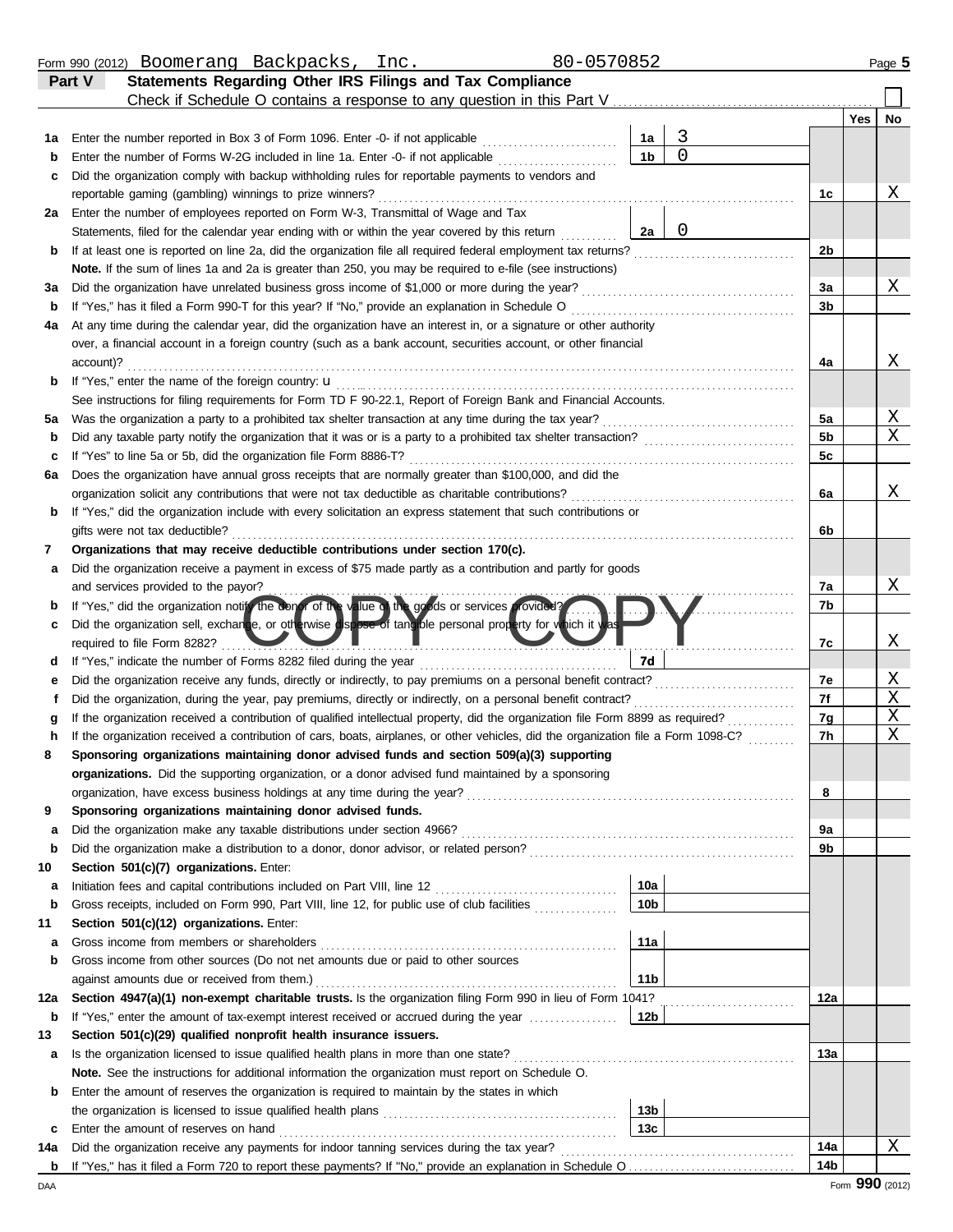Form 990 (2012) Boomerang Backpacks, Inc. 80-0570852 Page **5**

## Part V Statements Regarding Other IRS Filings and Tax Compliance

Check if Schedule O contains a response to any question in this Part V ☐

| | | | | | Yes | No |
|---|---|---|---|---|---|---|
| **1a** | Enter the number reported in Box 3 of Form 1096. Enter -0- if not applicable | 1a | 3 | | | |
| **b** | Enter the number of Forms W-2G included in line 1a. Enter -0- if not applicable | 1b | 0 | | | |
| **c** | Did the organization comply with backup withholding rules for reportable payments to vendors and reportable gaming (gambling) winnings to prize winners? | | | 1c | | X |
| **2a** | Enter the number of employees reported on Form W-3, Transmittal of Wage and Tax Statements, filed for the calendar year ending with or within the year covered by this return | 2a | 0 | | | |
| **b** | If at least one is reported on line 2a, did the organization file all required federal employment tax returns? | | | 2b | | |
| | **Note.** If the sum of lines 1a and 2a is greater than 250, you may be required to e-file (see instructions) | | | | | |
| **3a** | Did the organization have unrelated business gross income of $1,000 or more during the year? | | | 3a | | X |
| **b** | If "Yes," has it filed a Form 990-T for this year? If "No," provide an explanation in Schedule O | | | 3b | | |
| **4a** | At any time during the calendar year, did the organization have an interest in, or a signature or other authority over, a financial account in a foreign country (such as a bank account, securities account, or other financial account)? | | | 4a | | X |
| **b** | If "Yes," enter the name of the foreign country: u | | | | | |
| | See instructions for filing requirements for Form TD F 90-22.1, Report of Foreign Bank and Financial Accounts. | | | | | |
| **5a** | Was the organization a party to a prohibited tax shelter transaction at any time during the tax year? | | | 5a | | X |
| **b** | Did any taxable party notify the organization that it was or is a party to a prohibited tax shelter transaction? | | | 5b | | X |
| **c** | If "Yes" to line 5a or 5b, did the organization file Form 8886-T? | | | 5c | | |
| **6a** | Does the organization have annual gross receipts that are normally greater than $100,000, and did the organization solicit any contributions that were not tax deductible as charitable contributions? | | | 6a | | X |
| **b** | If "Yes," did the organization include with every solicitation an express statement that such contributions or gifts were not tax deductible? | | | 6b | | |
| **7** | **Organizations that may receive deductible contributions under section 170(c).** | | | | | |
| **a** | Did the organization receive a payment in excess of $75 made partly as a contribution and partly for goods and services provided to the payor? | | | 7a | | X |
| **b** | If "Yes," did the organization notify the donor of the value of the goods or services provided? | | | 7b | | |
| **c** | Did the organization sell, exchange, or otherwise dispose of tangible personal property for which it was required to file Form 8282? | | | 7c | | X |
| **d** | If "Yes," indicate the number of Forms 8282 filed during the year | 7d | | | | |
| **e** | Did the organization receive any funds, directly or indirectly, to pay premiums on a personal benefit contract? | | | 7e | | X |
| **f** | Did the organization, during the year, pay premiums, directly or indirectly, on a personal benefit contract? | | | 7f | | X |
| **g** | If the organization received a contribution of qualified intellectual property, did the organization file Form 8899 as required? | | | 7g | | X |
| **h** | If the organization received a contribution of cars, boats, airplanes, or other vehicles, did the organization file a Form 1098-C? | | | 7h | | X |
| **8** | **Sponsoring organizations maintaining donor advised funds and section 509(a)(3) supporting organizations.** Did the supporting organization, or a donor advised fund maintained by a sponsoring organization, have excess business holdings at any time during the year? | | | 8 | | |
| **9** | **Sponsoring organizations maintaining donor advised funds.** | | | | | |
| **a** | Did the organization make any taxable distributions under section 4966? | | | 9a | | |
| **b** | Did the organization make a distribution to a donor, donor advisor, or related person? | | | 9b | | |
| **10** | **Section 501(c)(7) organizations.** Enter: | | | | | |
| **a** | Initiation fees and capital contributions included on Part VIII, line 12 | 10a | | | | |
| **b** | Gross receipts, included on Form 990, Part VIII, line 12, for public use of club facilities | 10b | | | | |
| **11** | **Section 501(c)(12) organizations.** Enter: | | | | | |
| **a** | Gross income from members or shareholders | 11a | | | | |
| **b** | Gross income from other sources (Do not net amounts due or paid to other sources against amounts due or received from them.) | 11b | | | | |
| **12a** | **Section 4947(a)(1) non-exempt charitable trusts.** Is the organization filing Form 990 in lieu of Form 1041? | | | 12a | | |
| **b** | If "Yes," enter the amount of tax-exempt interest received or accrued during the year | 12b | | | | |
| **13** | **Section 501(c)(29) qualified nonprofit health insurance issuers.** | | | | | |
| **a** | Is the organization licensed to issue qualified health plans in more than one state? | | | 13a | | |
| | **Note.** See the instructions for additional information the organization must report on Schedule O. | | | | | |
| **b** | Enter the amount of reserves the organization is required to maintain by the states in which the organization is licensed to issue qualified health plans | 13b | | | | |
| **c** | Enter the amount of reserves on hand | 13c | | | | |
| **14a** | Did the organization receive any payments for indoor tanning services during the tax year? | | | 14a | | X |
| **b** | If "Yes," has it filed a Form 720 to report these payments? If "No," provide an explanation in Schedule O | | | 14b | | |

DAA Form **990** (2012)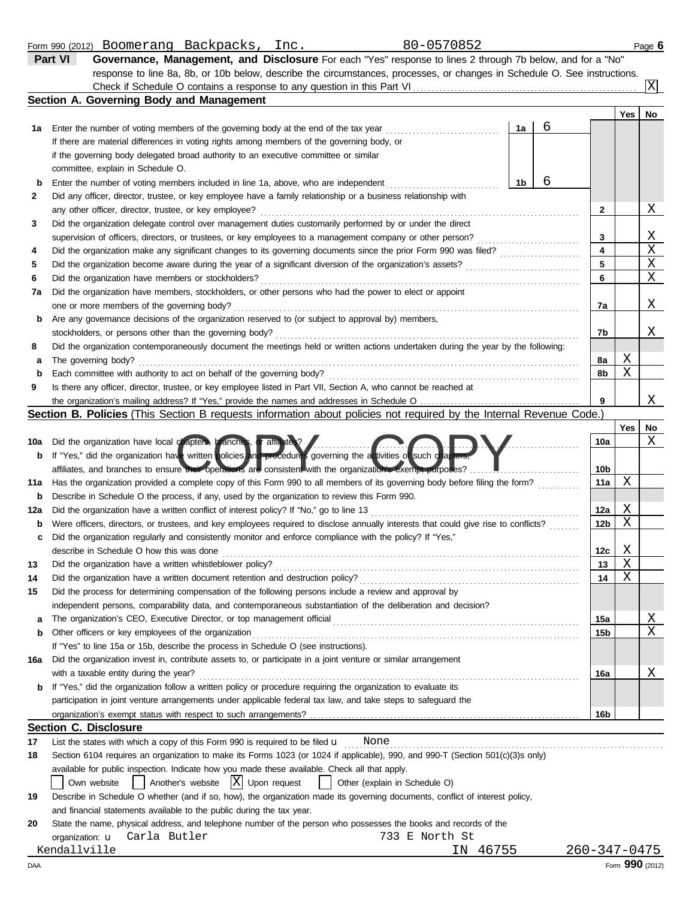Form 990 (2012) Boomerang Backpacks, Inc. 80-0570852 Page **6**

## Part VI Governance, Management, and Disclosure

**Governance, Management, and Disclosure** For each "Yes" response to lines 2 through 7b below, and for a "No" response to line 8a, 8b, or 10b below, describe the circumstances, processes, or changes in Schedule O. See instructions.

Check if Schedule O contains a response to any question in this Part VI ... [X]

### Section A. Governing Body and Management

| | | | | | Yes | No |
|---|---|---|---|---|---|---|
| **1a** | Enter the number of voting members of the governing body at the end of the tax year. If there are material differences in voting rights among members of the governing body, or if the governing body delegated broad authority to an executive committee or similar committee, explain in Schedule O. | 1a | 6 | | | |
| **b** | Enter the number of voting members included in line 1a, above, who are independent | 1b | 6 | | | |
| **2** | Did any officer, director, trustee, or key employee have a family relationship or a business relationship with any other officer, director, trustee, or key employee? | | | 2 | | X |
| **3** | Did the organization delegate control over management duties customarily performed by or under the direct supervision of officers, directors, or trustees, or key employees to a management company or other person? | | | 3 | | X |
| **4** | Did the organization make any significant changes to its governing documents since the prior Form 990 was filed? | | | 4 | | X |
| **5** | Did the organization become aware during the year of a significant diversion of the organization's assets? | | | 5 | | X |
| **6** | Did the organization have members or stockholders? | | | 6 | | X |
| **7a** | Did the organization have members, stockholders, or other persons who had the power to elect or appoint one or more members of the governing body? | | | 7a | | X |
| **b** | Are any governance decisions of the organization reserved to (or subject to approval by) members, stockholders, or persons other than the governing body? | | | 7b | | X |
| **8** | Did the organization contemporaneously document the meetings held or written actions undertaken during the year by the following: | | | | | |
| **a** | The governing body? | | | 8a | X | |
| **b** | Each committee with authority to act on behalf of the governing body? | | | 8b | X | |
| **9** | Is there any officer, director, trustee, or key employee listed in Part VII, Section A, who cannot be reached at the organization's mailing address? If "Yes," provide the names and addresses in Schedule O | | | 9 | | X |

### Section B. Policies (This Section B requests information about policies not required by the Internal Revenue Code.)

| | | | Yes | No |
|---|---|---|---|---|
| **10a** | Did the organization have local chapters, branches, or affiliates? | 10a | | X |
| **b** | If "Yes," did the organization have written policies and procedures governing the activities of such chapters, affiliates, and branches to ensure their operations are consistent with the organization's exempt purposes? | 10b | | |
| **11a** | Has the organization provided a complete copy of this Form 990 to all members of its governing body before filing the form? | 11a | X | |
| **b** | Describe in Schedule O the process, if any, used by the organization to review this Form 990. | | | |
| **12a** | Did the organization have a written conflict of interest policy? If "No," go to line 13 | 12a | X | |
| **b** | Were officers, directors, or trustees, and key employees required to disclose annually interests that could give rise to conflicts? | 12b | X | |
| **c** | Did the organization regularly and consistently monitor and enforce compliance with the policy? If "Yes," describe in Schedule O how this was done | 12c | X | |
| **13** | Did the organization have a written whistleblower policy? | 13 | X | |
| **14** | Did the organization have a written document retention and destruction policy? | 14 | X | |
| **15** | Did the process for determining compensation of the following persons include a review and approval by independent persons, comparability data, and contemporaneous substantiation of the deliberation and decision? | | | |
| **a** | The organization's CEO, Executive Director, or top management official | 15a | | X |
| **b** | Other officers or key employees of the organization | 15b | | X |
| | If "Yes" to line 15a or 15b, describe the process in Schedule O (see instructions). | | | |
| **16a** | Did the organization invest in, contribute assets to, or participate in a joint venture or similar arrangement with a taxable entity during the year? | 16a | | X |
| **b** | If "Yes," did the organization follow a written policy or procedure requiring the organization to evaluate its participation in joint venture arrangements under applicable federal tax law, and take steps to safeguard the organization's exempt status with respect to such arrangements? | 16b | | |

### Section C. Disclosure

**17** List the states with which a copy of this Form 990 is required to be filed: None

**18** Section 6104 requires an organization to make its Forms 1023 (or 1024 if applicable), 990, and 990-T (Section 501(c)(3)s only) available for public inspection. Indicate how you made these available. Check all that apply.

[ ] Own website [ ] Another's website [X] Upon request [ ] Other (explain in Schedule O)

**19** Describe in Schedule O whether (and if so, how), the organization made its governing documents, conflict of interest policy, and financial statements available to the public during the tax year.

**20** State the name, physical address, and telephone number of the person who possesses the books and records of the organization:

Carla Butler, 733 E North St, Kendallville IN 46755, 260-347-0475

Form **990** (2012)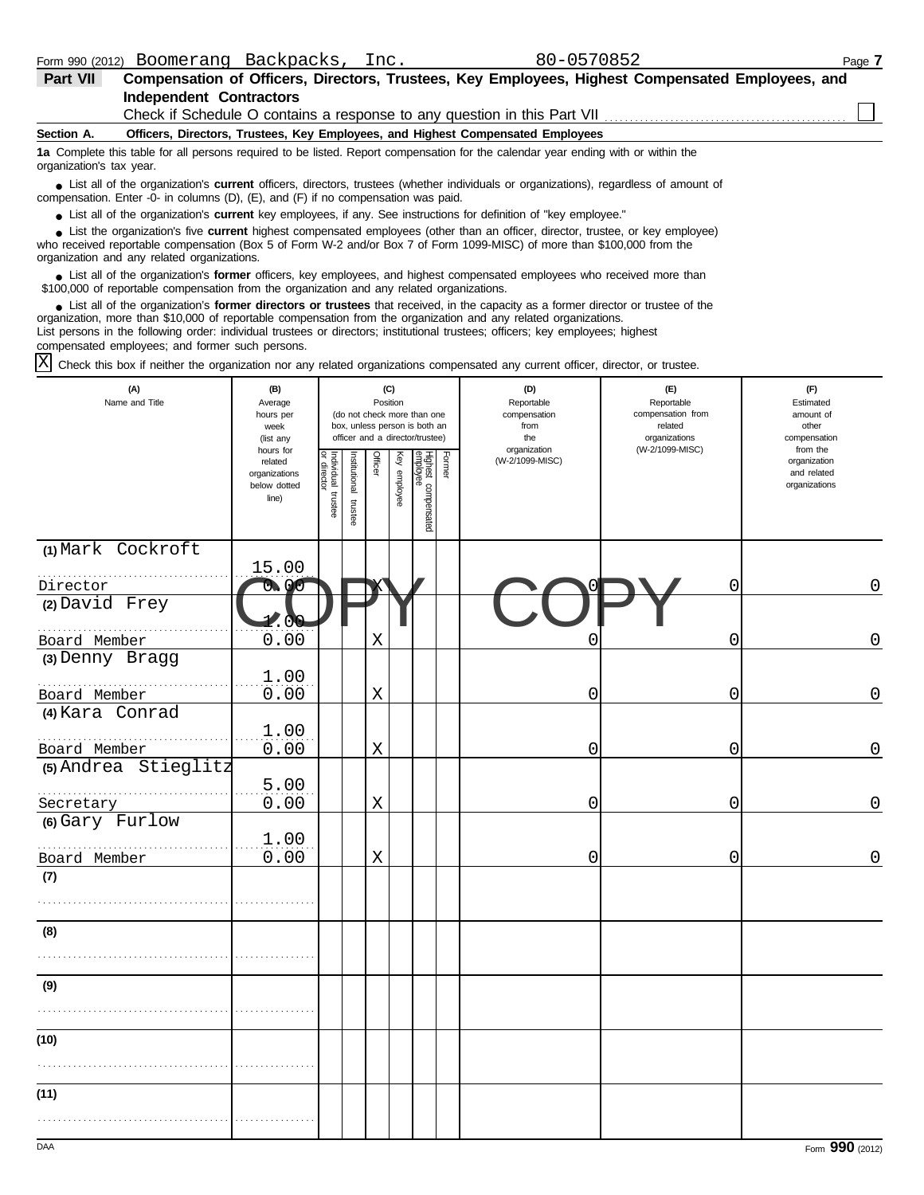Form 990 (2012) Boomerang Backpacks, Inc. 80-0570852 Page **7**

## Part VII Compensation of Officers, Directors, Trustees, Key Employees, Highest Compensated Employees, and Independent Contractors

Check if Schedule O contains a response to any question in this Part VII . . . . . . . . . . . . . . . . . . . . . . . . . . . . . . . . . . . . . . . . . . . . . ☐

**Section A. Officers, Directors, Trustees, Key Employees, and Highest Compensated Employees**

**1a** Complete this table for all persons required to be listed. Report compensation for the calendar year ending with or within the organization's tax year.

- List all of the organization's **current** officers, directors, trustees (whether individuals or organizations), regardless of amount of compensation. Enter -0- in columns (D), (E), and (F) if no compensation was paid.
- List all of the organization's **current** key employees, if any. See instructions for definition of "key employee."
- List the organization's five **current** highest compensated employees (other than an officer, director, trustee, or key employee) who received reportable compensation (Box 5 of Form W-2 and/or Box 7 of Form 1099-MISC) of more than $100,000 from the organization and any related organizations.
- List all of the organization's **former** officers, key employees, and highest compensated employees who received more than $100,000 of reportable compensation from the organization and any related organizations.
- List all of the organization's **former directors or trustees** that received, in the capacity as a former director or trustee of the organization, more than $10,000 of reportable compensation from the organization and any related organizations.

List persons in the following order: individual trustees or directors; institutional trustees; officers; key employees; highest compensated employees; and former such persons.

☒ Check this box if neither the organization nor any related organizations compensated any current officer, director, or trustee.

| (A) Name and Title | (B) Average hours per week (list any hours for related organizations below dotted line) | (C) Position (do not check more than one box, unless person is both an officer and a director/trustee) | | | | | | (D) Reportable compensation from the organization (W-2/1099-MISC) | (E) Reportable compensation from related organizations (W-2/1099-MISC) | (F) Estimated amount of other compensation from the organization and related organizations |
|---|---|---|---|---|---|---|---|---|---|---|
| | | Individual trustee or director | Institutional trustee | Officer | Key employee | Highest compensated employee | Former | | | |
| (1) Mark Cockroft<br>Director | 15.00<br>0.00 | | | X | | | | 0 | 0 | 0 |
| (2) David Frey<br>Board Member | 1.00<br>0.00 | | | X | | | | 0 | 0 | 0 |
| (3) Denny Bragg<br>Board Member | 1.00<br>0.00 | | | X | | | | 0 | 0 | 0 |
| (4) Kara Conrad<br>Board Member | 1.00<br>0.00 | | | X | | | | 0 | 0 | 0 |
| (5) Andrea Stieglitz<br>Secretary | 5.00<br>0.00 | | | X | | | | 0 | 0 | 0 |
| (6) Gary Furlow<br>Board Member | 1.00<br>0.00 | | | X | | | | 0 | 0 | 0 |
| (7) | | | | | | | | | | |
| (8) | | | | | | | | | | |
| (9) | | | | | | | | | | |
| (10) | | | | | | | | | | |
| (11) | | | | | | | | | | |

COPY COPY

DAA Form **990** (2012)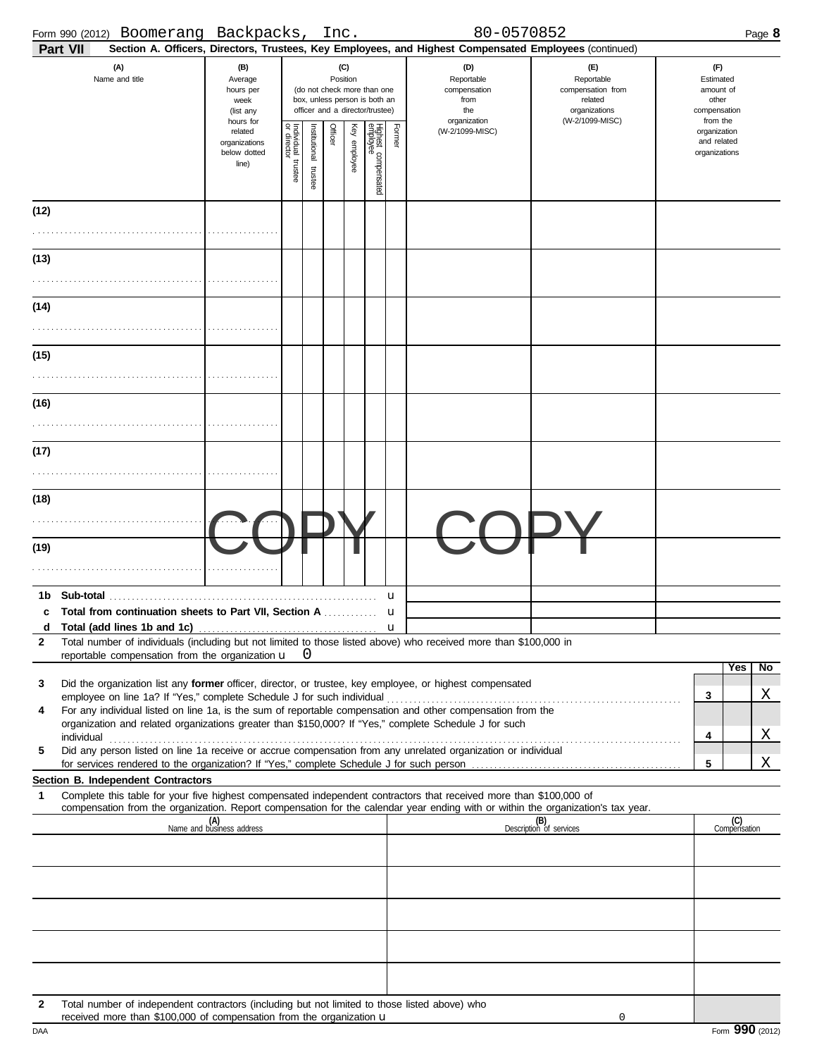Form 990 (2012) Boomerang Backpacks, Inc. 80-0570852

**Part VII** **Section A. Officers, Directors, Trustees, Key Employees, and Highest Compensated Employees** (continued)

| (A) Name and title | (B) Average hours per week (list any hours for related organizations below dotted line) | (C) Position (do not check more than one box, unless person is both an officer and a director/trustee) | | | | | | (D) Reportable compensation from the organization (W-2/1099-MISC) | (E) Reportable compensation from related organizations (W-2/1099-MISC) | (F) Estimated amount of other compensation from the organization and related organizations |
|---|---|---|---|---|---|---|---|---|---|---|
| | | Individual trustee or director | Institutional trustee | Officer | Key employee | Highest compensated employee | Former | | | |
| (12) | | | | | | | | | | |
| (13) | | | | | | | | | | |
| (14) | | | | | | | | | | |
| (15) | | | | | | | | | | |
| (16) | | | | | | | | | | |
| (17) | | | | | | | | | | |
| (18) | | | | | | | | | | |
| (19) | | | | | | | | | | |

COPY COPY

| | | | | |
|---|---|---|---|---|
| 1b | Sub-total | | | |
| c | Total from continuation sheets to Part VII, Section A | | | |
| d | Total (add lines 1b and 1c) | | | |

2 Total number of individuals (including but not limited to those listed above) who received more than $100,000 in reportable compensation from the organization u 0

| | | | Yes | No |
|---|---|---|---|---|
| 3 | Did the organization list any **former** officer, director, or trustee, key employee, or highest compensated employee on line 1a? If "Yes," complete Schedule J for such individual | 3 | | X |
| 4 | For any individual listed on line 1a, is the sum of reportable compensation and other compensation from the organization and related organizations greater than $150,000? If "Yes," complete Schedule J for such individual | 4 | | X |
| 5 | Did any person listed on line 1a receive or accrue compensation from any unrelated organization or individual for services rendered to the organization? If "Yes," complete Schedule J for such person | 5 | | X |

**Section B. Independent Contractors**

1 Complete this table for your five highest compensated independent contractors that received more than $100,000 of compensation from the organization. Report compensation for the calendar year ending with or within the organization's tax year.

| (A) Name and business address | (B) Description of services | (C) Compensation |
|---|---|---|
| | | |
| | | |
| | | |
| | | |
| | | |

2 Total number of independent contractors (including but not limited to those listed above) who received more than $100,000 of compensation from the organization u 0

Form **990** (2012)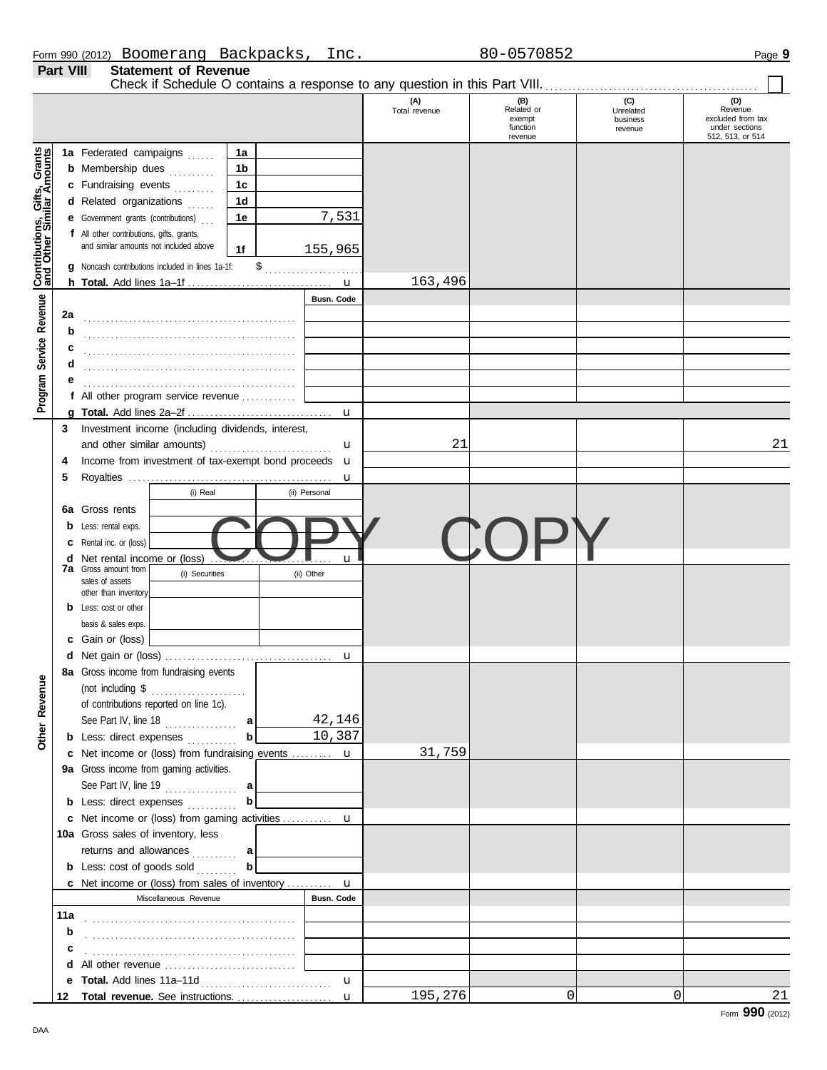Form 990 (2012) Boomerang Backpacks, Inc. 80-0570852 Page 9

## Part VIII Statement of Revenue

Check if Schedule O contains a response to any question in this Part VIII. ☐

| | | | (A) Total revenue | (B) Related or exempt function revenue | (C) Unrelated business revenue | (D) Revenue excluded from tax under sections 512, 513, or 514 |
|---|---|---|---|---|---|---|
| **Contributions, Gifts, Grants and Other Similar Amounts** | 1a Federated campaigns | 1a | | | | |
| | b Membership dues | 1b | | | | |
| | c Fundraising events | 1c | | | | |
| | d Related organizations | 1d | | | | |
| | e Government grants (contributions) | 1e 7,531 | | | | |
| | f All other contributions, gifts, grants, and similar amounts not included above | 1f 155,965 | | | | |
| | g Noncash contributions included in lines 1a-1f: $ | | | | | |
| | h **Total.** Add lines 1a–1f | u | 163,496 | | | |
| **Program Service Revenue** | | Busn. Code | | | | |
| | 2a | | | | | |
| | b | | | | | |
| | c | | | | | |
| | d | | | | | |
| | e | | | | | |
| | f All other program service revenue | | | | | |
| | g **Total.** Add lines 2a–2f | u | | | | |
| **Other Revenue** | 3 Investment income (including dividends, interest, and other similar amounts) | u | 21 | | | 21 |
| | 4 Income from investment of tax-exempt bond proceeds | u | | | | |
| | 5 Royalties | u | | | | |
| | | (i) Real / (ii) Personal | | | | |
| | 6a Gross rents | | | | | |
| | b Less: rental exps. | | | | | |
| | c Rental inc. or (loss) | | | | | |
| | d Net rental income or (loss) | u | | | | |
| | 7a Gross amount from sales of assets other than inventory | (i) Securities / (ii) Other | | | | |
| | b Less: cost or other basis & sales exps. | | | | | |
| | c Gain or (loss) | | | | | |
| | d Net gain or (loss) | u | | | | |
| | 8a Gross income from fundraising events (not including $ of contributions reported on line 1c). See Part IV, line 18 | a 42,146 | | | | |
| | b Less: direct expenses | b 10,387 | | | | |
| | c Net income or (loss) from fundraising events | u | 31,759 | | | |
| | 9a Gross income from gaming activities. See Part IV, line 19 | a | | | | |
| | b Less: direct expenses | b | | | | |
| | c Net income or (loss) from gaming activities | u | | | | |
| | 10a Gross sales of inventory, less returns and allowances | a | | | | |
| | b Less: cost of goods sold | b | | | | |
| | c Net income or (loss) from sales of inventory | u | | | | |
| | Miscellaneous Revenue | Busn. Code | | | | |
| | 11a | | | | | |
| | b | | | | | |
| | c | | | | | |
| | d All other revenue | | | | | |
| | e **Total.** Add lines 11a–11d | u | | | | |
| | 12 **Total revenue.** See instructions. | u | 195,276 | 0 | 0 | 21 |

COPY COPY

Form **990** (2012)

DAA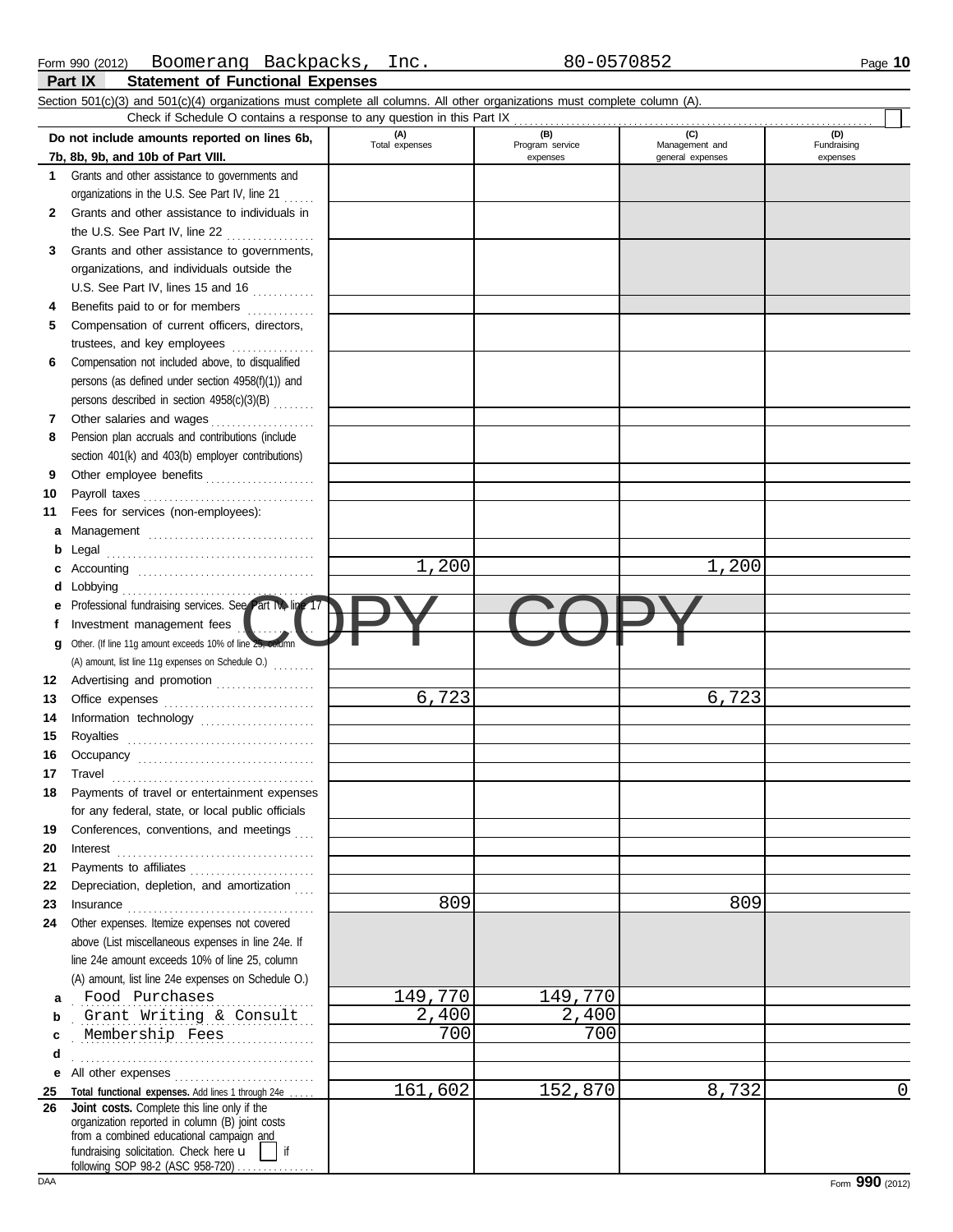Form 990 (2012) Boomerang Backpacks, Inc. 80-0570852 Page **10**

## Part IX Statement of Functional Expenses

Section 501(c)(3) and 501(c)(4) organizations must complete all columns. All other organizations must complete column (A).

Check if Schedule O contains a response to any question in this Part IX . . . . . ☐

| Do not include amounts reported on lines 6b, 7b, 8b, 9b, and 10b of Part VIII. | (A) Total expenses | (B) Program service expenses | (C) Management and general expenses | (D) Fundraising expenses |
|---|---|---|---|---|
| **1** Grants and other assistance to governments and organizations in the U.S. See Part IV, line 21 | | | | |
| **2** Grants and other assistance to individuals in the U.S. See Part IV, line 22 | | | | |
| **3** Grants and other assistance to governments, organizations, and individuals outside the U.S. See Part IV, lines 15 and 16 | | | | |
| **4** Benefits paid to or for members | | | | |
| **5** Compensation of current officers, directors, trustees, and key employees | | | | |
| **6** Compensation not included above, to disqualified persons (as defined under section 4958(f)(1)) and persons described in section 4958(c)(3)(B) | | | | |
| **7** Other salaries and wages | | | | |
| **8** Pension plan accruals and contributions (include section 401(k) and 403(b) employer contributions) | | | | |
| **9** Other employee benefits | | | | |
| **10** Payroll taxes | | | | |
| **11** Fees for services (non-employees): | | | | |
| **a** Management | | | | |
| **b** Legal | | | | |
| **c** Accounting | 1,200 | | 1,200 | |
| **d** Lobbying | | | | |
| **e** Professional fundraising services. See Part IV, line 17 | | | | |
| **f** Investment management fees | | | | |
| **g** Other. (If line 11g amount exceeds 10% of line 25, column (A) amount, list line 11g expenses on Schedule O.) | | | | |
| **12** Advertising and promotion | | | | |
| **13** Office expenses | 6,723 | | 6,723 | |
| **14** Information technology | | | | |
| **15** Royalties | | | | |
| **16** Occupancy | | | | |
| **17** Travel | | | | |
| **18** Payments of travel or entertainment expenses for any federal, state, or local public officials | | | | |
| **19** Conferences, conventions, and meetings | | | | |
| **20** Interest | | | | |
| **21** Payments to affiliates | | | | |
| **22** Depreciation, depletion, and amortization | | | | |
| **23** Insurance | 809 | | 809 | |
| **24** Other expenses. Itemize expenses not covered above (List miscellaneous expenses in line 24e. If line 24e amount exceeds 10% of line 25, column (A) amount, list line 24e expenses on Schedule O.) | | | | |
| **a** Food Purchases | 149,770 | 149,770 | | |
| **b** Grant Writing & Consult | 2,400 | 2,400 | | |
| **c** Membership Fees | 700 | 700 | | |
| **d** | | | | |
| **e** All other expenses | | | | |
| **25** **Total functional expenses.** Add lines 1 through 24e | 161,602 | 152,870 | 8,732 | 0 |
| **26** **Joint costs.** Complete this line only if the organization reported in column (B) joint costs from a combined educational campaign and fundraising solicitation. Check here ☐ if following SOP 98-2 (ASC 958-720) | | | | |

COPY COPY

DAA Form **990** (2012)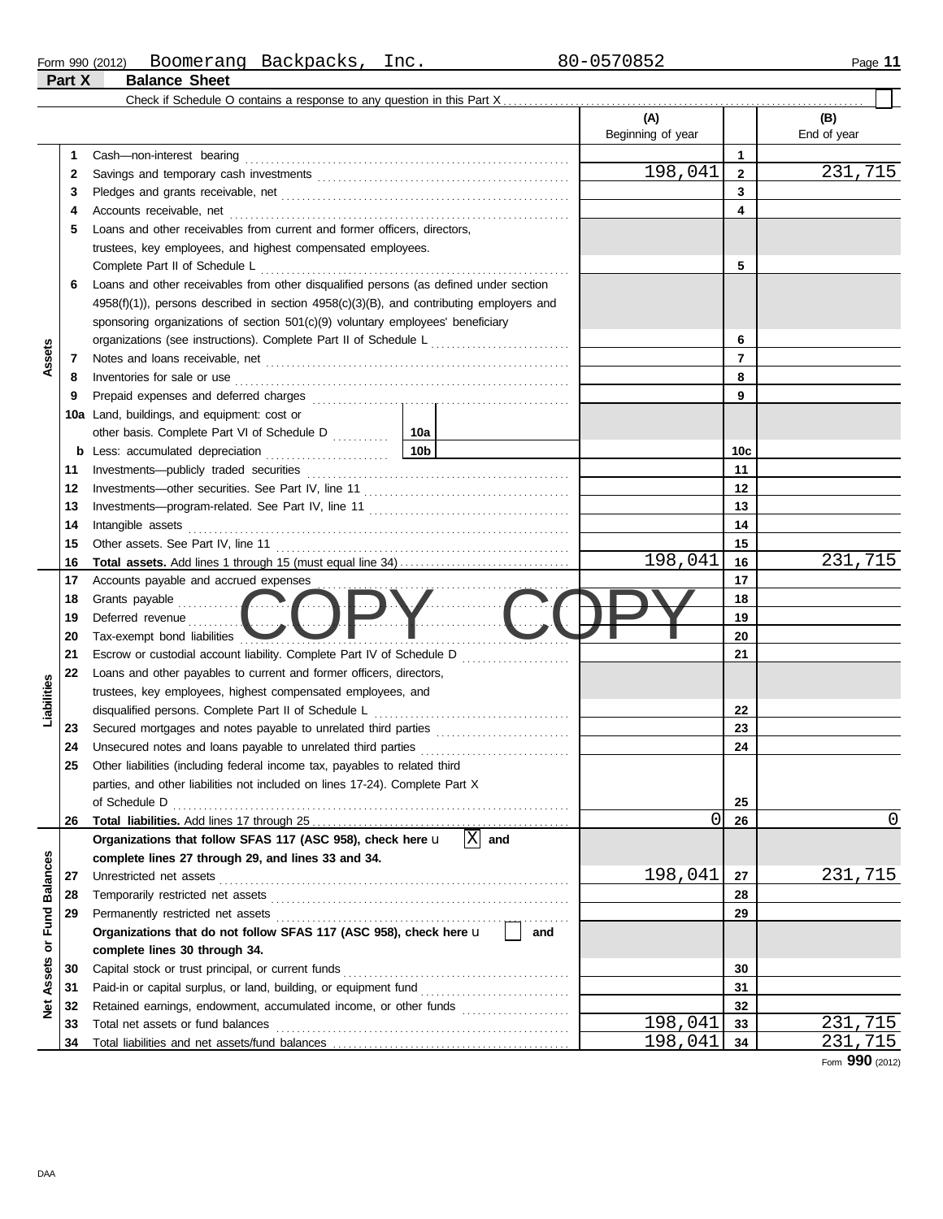Form 990 (2012) Boomerang Backpacks, Inc. 80-0570852 Page **11**

## Part X Balance Sheet

Check if Schedule O contains a response to any question in this Part X ☐

| | | | (A) Beginning of year | | (B) End of year |
|---|---|---|---|---|---|
| **Assets** | 1 | Cash—non-interest bearing | | 1 | |
| | 2 | Savings and temporary cash investments | 198,041 | 2 | 231,715 |
| | 3 | Pledges and grants receivable, net | | 3 | |
| | 4 | Accounts receivable, net | | 4 | |
| | 5 | Loans and other receivables from current and former officers, directors, trustees, key employees, and highest compensated employees. Complete Part II of Schedule L | | 5 | |
| | 6 | Loans and other receivables from other disqualified persons (as defined under section 4958(f)(1)), persons described in section 4958(c)(3)(B), and contributing employers and sponsoring organizations of section 501(c)(9) voluntary employees' beneficiary organizations (see instructions). Complete Part II of Schedule L | | 6 | |
| | 7 | Notes and loans receivable, net | | 7 | |
| | 8 | Inventories for sale or use | | 8 | |
| | 9 | Prepaid expenses and deferred charges | | 9 | |
| | 10a | Land, buildings, and equipment: cost or other basis. Complete Part VI of Schedule D — 10a | | | |
| | b | Less: accumulated depreciation — 10b | | 10c | |
| | 11 | Investments—publicly traded securities | | 11 | |
| | 12 | Investments—other securities. See Part IV, line 11 | | 12 | |
| | 13 | Investments—program-related. See Part IV, line 11 | | 13 | |
| | 14 | Intangible assets | | 14 | |
| | 15 | Other assets. See Part IV, line 11 | | 15 | |
| | 16 | **Total assets.** Add lines 1 through 15 (must equal line 34) | 198,041 | 16 | 231,715 |
| **Liabilities** | 17 | Accounts payable and accrued expenses | | 17 | |
| | 18 | Grants payable | | 18 | |
| | 19 | Deferred revenue | | 19 | |
| | 20 | Tax-exempt bond liabilities | | 20 | |
| | 21 | Escrow or custodial account liability. Complete Part IV of Schedule D | | 21 | |
| | 22 | Loans and other payables to current and former officers, directors, trustees, key employees, highest compensated employees, and disqualified persons. Complete Part II of Schedule L | | 22 | |
| | 23 | Secured mortgages and notes payable to unrelated third parties | | 23 | |
| | 24 | Unsecured notes and loans payable to unrelated third parties | | 24 | |
| | 25 | Other liabilities (including federal income tax, payables to related third parties, and other liabilities not included on lines 17-24). Complete Part X of Schedule D | | 25 | |
| | 26 | **Total liabilities.** Add lines 17 through 25 | 0 | 26 | 0 |
| **Net Assets or Fund Balances** | | **Organizations that follow SFAS 117 (ASC 958), check here** ☒ **and complete lines 27 through 29, and lines 33 and 34.** | | | |
| | 27 | Unrestricted net assets | 198,041 | 27 | 231,715 |
| | 28 | Temporarily restricted net assets | | 28 | |
| | 29 | Permanently restricted net assets | | 29 | |
| | | **Organizations that do not follow SFAS 117 (ASC 958), check here** ☐ **and complete lines 30 through 34.** | | | |
| | 30 | Capital stock or trust principal, or current funds | | 30 | |
| | 31 | Paid-in or capital surplus, or land, building, or equipment fund | | 31 | |
| | 32 | Retained earnings, endowment, accumulated income, or other funds | | 32 | |
| | 33 | Total net assets or fund balances | 198,041 | 33 | 231,715 |
| | 34 | Total liabilities and net assets/fund balances | 198,041 | 34 | 231,715 |

COPY COPY

Form **990** (2012)

DAA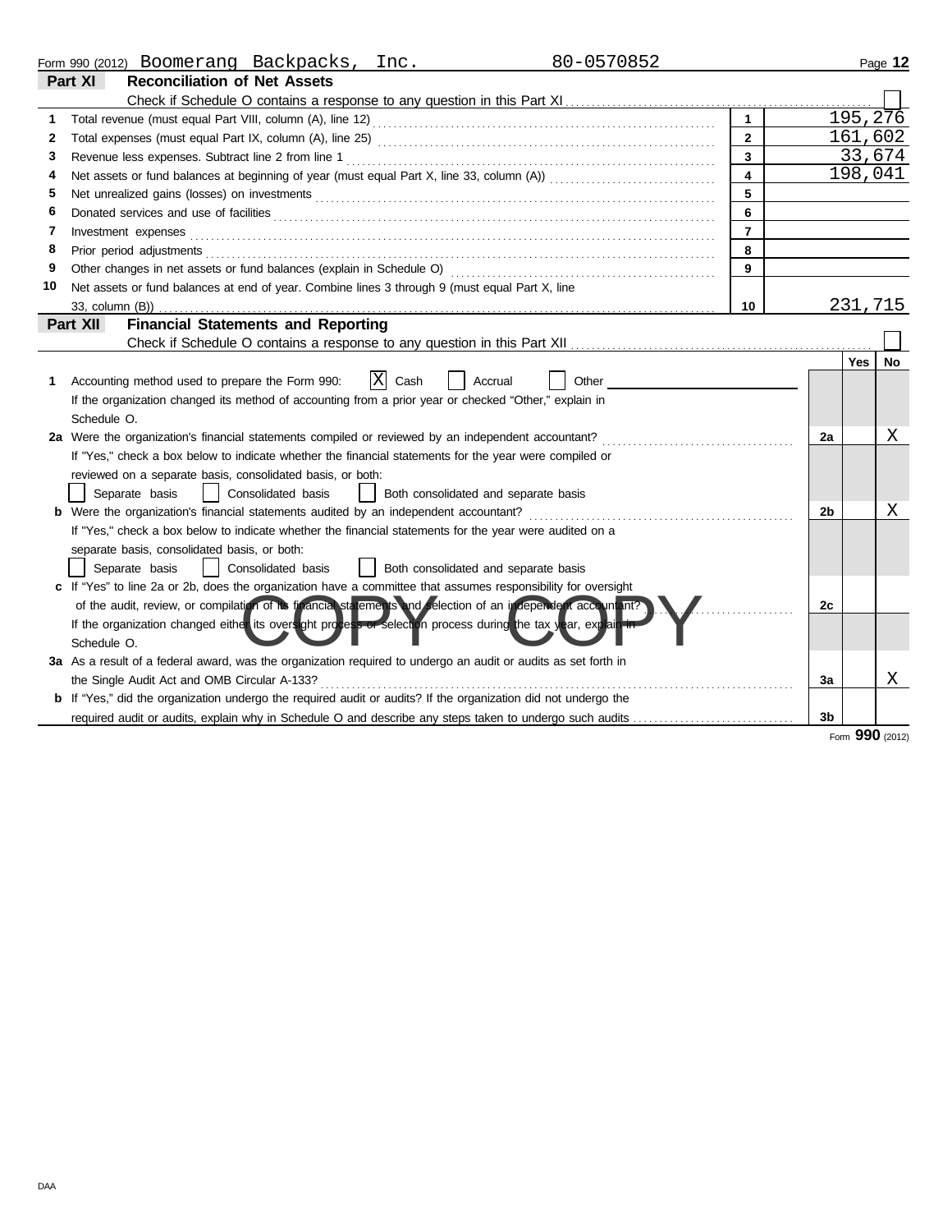Form 990 (2012) Boomerang Backpacks, Inc. 80-0570852

## Part XI Reconciliation of Net Assets

Check if Schedule O contains a response to any question in this Part XI ☐

| | | | |
|---|---|---|---|
| 1 | Total revenue (must equal Part VIII, column (A), line 12) | 1 | 195,276 |
| 2 | Total expenses (must equal Part IX, column (A), line 25) | 2 | 161,602 |
| 3 | Revenue less expenses. Subtract line 2 from line 1 | 3 | 33,674 |
| 4 | Net assets or fund balances at beginning of year (must equal Part X, line 33, column (A)) | 4 | 198,041 |
| 5 | Net unrealized gains (losses) on investments | 5 | |
| 6 | Donated services and use of facilities | 6 | |
| 7 | Investment expenses | 7 | |
| 8 | Prior period adjustments | 8 | |
| 9 | Other changes in net assets or fund balances (explain in Schedule O) | 9 | |
| 10 | Net assets or fund balances at end of year. Combine lines 3 through 9 (must equal Part X, line 33, column (B)) | 10 | 231,715 |

## Part XII Financial Statements and Reporting

Check if Schedule O contains a response to any question in this Part XII ☐

| | | | Yes | No |
|---|---|---|---|---|
| 1 | Accounting method used to prepare the Form 990: ☒ Cash ☐ Accrual ☐ Other<br>If the organization changed its method of accounting from a prior year or checked "Other," explain in Schedule O. | | | |
| 2a | Were the organization's financial statements compiled or reviewed by an independent accountant?<br>If "Yes," check a box below to indicate whether the financial statements for the year were compiled or reviewed on a separate basis, consolidated basis, or both:<br>☐ Separate basis ☐ Consolidated basis ☐ Both consolidated and separate basis | 2a | | X |
| b | Were the organization's financial statements audited by an independent accountant?<br>If "Yes," check a box below to indicate whether the financial statements for the year were audited on a separate basis, consolidated basis, or both:<br>☐ Separate basis ☐ Consolidated basis ☐ Both consolidated and separate basis | 2b | | X |
| c | If "Yes" to line 2a or 2b, does the organization have a committee that assumes responsibility for oversight of the audit, review, or compilation of its financial statements and selection of an independent accountant?<br>If the organization changed either its oversight process or selection process during the tax year, explain in Schedule O. | 2c | | |
| 3a | As a result of a federal award, was the organization required to undergo an audit or audits as set forth in the Single Audit Act and OMB Circular A-133? | 3a | | X |
| b | If "Yes," did the organization undergo the required audit or audits? If the organization did not undergo the required audit or audits, explain why in Schedule O and describe any steps taken to undergo such audits | 3b | | |

Form 990 (2012)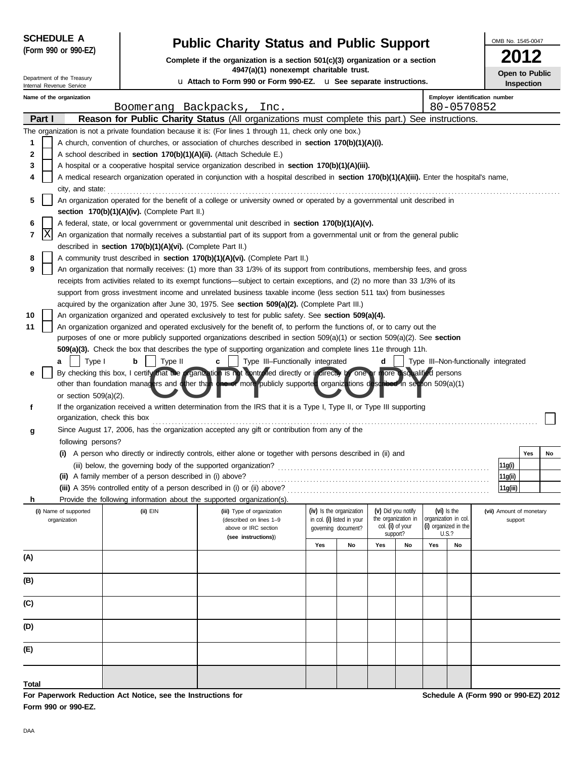**SCHEDULE A**
**(Form 990 or 990-EZ)**

Department of the Treasury
Internal Revenue Service

# Public Charity Status and Public Support

**Complete if the organization is a section 501(c)(3) organization or a section 4947(a)(1) nonexempt charitable trust.**

**u Attach to Form 990 or Form 990-EZ. u See separate instructions.**

OMB No. 1545-0047

**2012**

**Open to Public Inspection**

**Name of the organization:** Boomerang Backpacks, Inc.

**Employer identification number:** 80-0570852

**Part I — Reason for Public Charity Status** (All organizations must complete this part.) See instructions.

The organization is not a private foundation because it is: (For lines 1 through 11, check only one box.)

1. [ ] A church, convention of churches, or association of churches described in **section 170(b)(1)(A)(i).**
2. [ ] A school described in **section 170(b)(1)(A)(ii).** (Attach Schedule E.)
3. [ ] A hospital or a cooperative hospital service organization described in **section 170(b)(1)(A)(iii).**
4. [ ] A medical research organization operated in conjunction with a hospital described in **section 170(b)(1)(A)(iii).** Enter the hospital's name, city, and state: ..........
5. [ ] An organization operated for the benefit of a college or university owned or operated by a governmental unit described in **section 170(b)(1)(A)(iv).** (Complete Part II.)
6. [ ] A federal, state, or local government or governmental unit described in **section 170(b)(1)(A)(v).**
7. [X] An organization that normally receives a substantial part of its support from a governmental unit or from the general public described in **section 170(b)(1)(A)(vi).** (Complete Part II.)
8. [ ] A community trust described in **section 170(b)(1)(A)(vi).** (Complete Part II.)
9. [ ] An organization that normally receives: (1) more than 33 1/3% of its support from contributions, membership fees, and gross receipts from activities related to its exempt functions—subject to certain exceptions, and (2) no more than 33 1/3% of its support from gross investment income and unrelated business taxable income (less section 511 tax) from businesses acquired by the organization after June 30, 1975. See **section 509(a)(2).** (Complete Part III.)
10. [ ] An organization organized and operated exclusively to test for public safety. See **section 509(a)(4).**
11. [ ] An organization organized and operated exclusively for the benefit of, to perform the functions of, or to carry out the purposes of one or more publicly supported organizations described in section 509(a)(1) or section 509(a)(2). See **section 509(a)(3).** Check the box that describes the type of supporting organization and complete lines 11e through 11h.

   **a** [ ] Type I **b** [ ] Type II **c** [ ] Type III–Functionally integrated **d** [ ] Type III–Non-functionally integrated

   **e** [ ] By checking this box, I certify that the organization is not controlled directly or indirectly by one or more disqualified persons other than foundation managers and other than one or more publicly supported organizations described in section 509(a)(1) or section 509(a)(2).

   **f** If the organization received a written determination from the IRS that it is a Type I, Type II, or Type III supporting organization, check this box .......... [ ]

   **g** Since August 17, 2006, has the organization accepted any gift or contribution from any of the following persons?

| | | Yes | No |
|---|---|---|---|
| **(i)** A person who directly or indirectly controls, either alone or together with persons described in (ii) and (iii) below, the governing body of the supported organization? | 11g(i) | | |
| **(ii)** A family member of a person described in (i) above? | 11g(ii) | | |
| **(iii)** A 35% controlled entity of a person described in (i) or (ii) above? | 11g(iii) | | |

   **h** Provide the following information about the supported organization(s).

| (i) Name of supported organization | (ii) EIN | (iii) Type of organization (described on lines 1–9 above or IRC section (see instructions)) | (iv) Is the organization in col. (i) listed in your governing document? Yes | No | (v) Did you notify the organization in col. (i) of your support? Yes | No | (vi) Is the organization in col. (i) organized in the U.S.? Yes | No | (vii) Amount of monetary support |
|---|---|---|---|---|---|---|---|---|---|
| (A) | | | | | | | | | |
| (B) | | | | | | | | | |
| (C) | | | | | | | | | |
| (D) | | | | | | | | | |
| (E) | | | | | | | | | |
| Total | | | | | | | | | |

**For Paperwork Reduction Act Notice, see the Instructions for Form 990 or 990-EZ.**

**Schedule A (Form 990 or 990-EZ) 2012**

DAA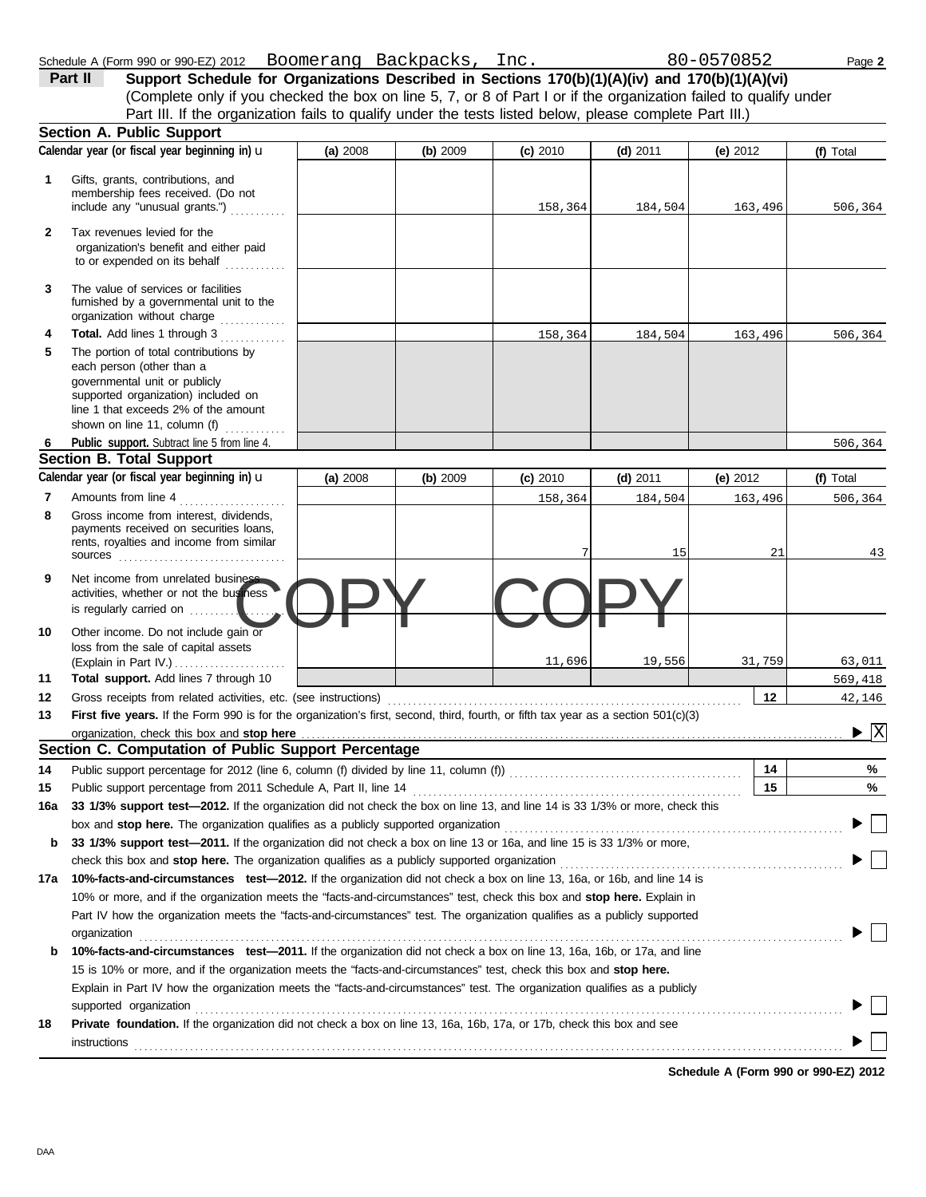Schedule A (Form 990 or 990-EZ) 2012 Boomerang Backpacks, Inc. 80-0570852 Page **2**

**Part II** **Support Schedule for Organizations Described in Sections 170(b)(1)(A)(iv) and 170(b)(1)(A)(vi)**
(Complete only if you checked the box on line 5, 7, or 8 of Part I or if the organization failed to qualify under Part III. If the organization fails to qualify under the tests listed below, please complete Part III.)

## Section A. Public Support

| | Calendar year (or fiscal year beginning in) ▶ | (a) 2008 | (b) 2009 | (c) 2010 | (d) 2011 | (e) 2012 | (f) Total |
|---|---|---|---|---|---|---|---|
| 1 | Gifts, grants, contributions, and membership fees received. (Do not include any "unusual grants.") | | | 158,364 | 184,504 | 163,496 | 506,364 |
| 2 | Tax revenues levied for the organization's benefit and either paid to or expended on its behalf | | | | | | |
| 3 | The value of services or facilities furnished by a governmental unit to the organization without charge | | | | | | |
| 4 | **Total.** Add lines 1 through 3 | | | 158,364 | 184,504 | 163,496 | 506,364 |
| 5 | The portion of total contributions by each person (other than a governmental unit or publicly supported organization) included on line 1 that exceeds 2% of the amount shown on line 11, column (f) | | | | | | |
| 6 | **Public support.** Subtract line 5 from line 4. | | | | | | 506,364 |

## Section B. Total Support

| | Calendar year (or fiscal year beginning in) ▶ | (a) 2008 | (b) 2009 | (c) 2010 | (d) 2011 | (e) 2012 | (f) Total |
|---|---|---|---|---|---|---|---|
| 7 | Amounts from line 4 | | | 158,364 | 184,504 | 163,496 | 506,364 |
| 8 | Gross income from interest, dividends, payments received on securities loans, rents, royalties and income from similar sources | | | 7 | 15 | 21 | 43 |
| 9 | Net income from unrelated business activities, whether or not the business is regularly carried on | | | | | | |
| 10 | Other income. Do not include gain or loss from the sale of capital assets (Explain in Part IV.) | | | 11,696 | 19,556 | 31,759 | 63,011 |
| 11 | **Total support.** Add lines 7 through 10 | | | | | | 569,418 |
| 12 | Gross receipts from related activities, etc. (see instructions) | | | | | 12 | 42,146 |

**13** **First five years.** If the Form 990 is for the organization's first, second, third, fourth, or fifth tax year as a section 501(c)(3) organization, check this box and **stop here** ▶ [X]

## Section C. Computation of Public Support Percentage

**14** Public support percentage for 2012 (line 6, column (f) divided by line 11, column (f)) **14** %

**15** Public support percentage from 2011 Schedule A, Part II, line 14 **15** %

**16a** **33 1/3% support test—2012.** If the organization did not check the box on line 13, and line 14 is 33 1/3% or more, check this box and **stop here.** The organization qualifies as a publicly supported organization ▶ [ ]

**b** **33 1/3% support test—2011.** If the organization did not check a box on line 13 or 16a, and line 15 is 33 1/3% or more, check this box and **stop here.** The organization qualifies as a publicly supported organization ▶ [ ]

**17a** **10%-facts-and-circumstances test—2012.** If the organization did not check a box on line 13, 16a, or 16b, and line 14 is 10% or more, and if the organization meets the "facts-and-circumstances" test, check this box and **stop here.** Explain in Part IV how the organization meets the "facts-and-circumstances" test. The organization qualifies as a publicly supported organization ▶ [ ]

**b** **10%-facts-and-circumstances test—2011.** If the organization did not check a box on line 13, 16a, 16b, or 17a, and line 15 is 10% or more, and if the organization meets the "facts-and-circumstances" test, check this box and **stop here.** Explain in Part IV how the organization meets the "facts-and-circumstances" test. The organization qualifies as a publicly supported organization ▶ [ ]

**18** **Private foundation.** If the organization did not check a box on line 13, 16a, 16b, 17a, or 17b, check this box and see instructions ▶ [ ]

**Schedule A (Form 990 or 990-EZ) 2012**

DAA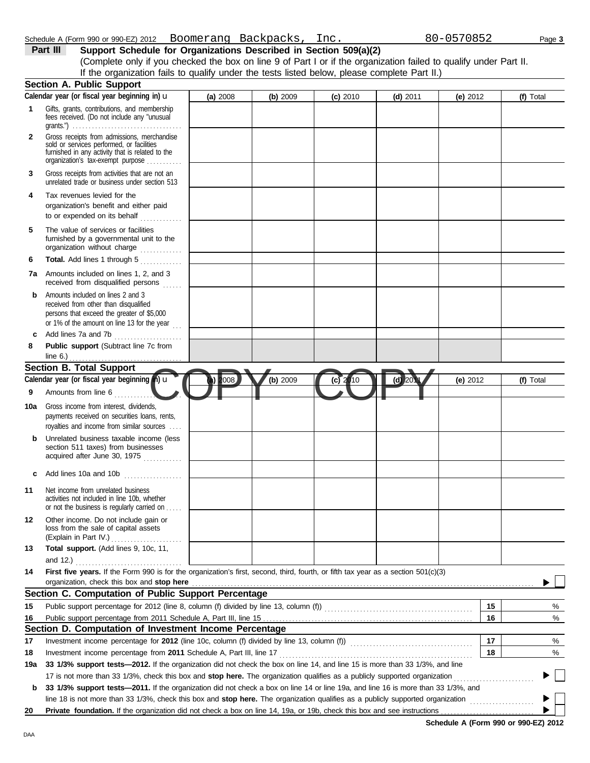Schedule A (Form 990 or 990-EZ) 2012 Boomerang Backpacks, Inc. 80-0570852

**Part III** **Support Schedule for Organizations Described in Section 509(a)(2)**

(Complete only if you checked the box on line 9 of Part I or if the organization failed to qualify under Part II. If the organization fails to qualify under the tests listed below, please complete Part II.)

## Section A. Public Support

| Calendar year (or fiscal year beginning in) ► | (a) 2008 | (b) 2009 | (c) 2010 | (d) 2011 | (e) 2012 | (f) Total |
|---|---|---|---|---|---|---|
| **1** Gifts, grants, contributions, and membership fees received. (Do not include any "unusual grants.") | | | | | | |
| **2** Gross receipts from admissions, merchandise sold or services performed, or facilities furnished in any activity that is related to the organization's tax-exempt purpose | | | | | | |
| **3** Gross receipts from activities that are not an unrelated trade or business under section 513 | | | | | | |
| **4** Tax revenues levied for the organization's benefit and either paid to or expended on its behalf | | | | | | |
| **5** The value of services or facilities furnished by a governmental unit to the organization without charge | | | | | | |
| **6** **Total.** Add lines 1 through 5 | | | | | | |
| **7a** Amounts included on lines 1, 2, and 3 received from disqualified persons | | | | | | |
| **b** Amounts included on lines 2 and 3 received from other than disqualified persons that exceed the greater of $5,000 or 1% of the amount on line 13 for the year | | | | | | |
| **c** Add lines 7a and 7b | | | | | | |
| **8** **Public support** (Subtract line 7c from line 6.) | | | | | | |

## Section B. Total Support

COPY COPY

| Calendar year (or fiscal year beginning in) ► | (a) 2008 | (b) 2009 | (c) 2010 | (d) 2011 | (e) 2012 | (f) Total |
|---|---|---|---|---|---|---|
| **9** Amounts from line 6 | | | | | | |
| **10a** Gross income from interest, dividends, payments received on securities loans, rents, royalties and income from similar sources | | | | | | |
| **b** Unrelated business taxable income (less section 511 taxes) from businesses acquired after June 30, 1975 | | | | | | |
| **c** Add lines 10a and 10b | | | | | | |
| **11** Net income from unrelated business activities not included in line 10b, whether or not the business is regularly carried on | | | | | | |
| **12** Other income. Do not include gain or loss from the sale of capital assets (Explain in Part IV.) | | | | | | |
| **13** **Total support.** (Add lines 9, 10c, 11, and 12.) | | | | | | |

**14** **First five years.** If the Form 990 is for the organization's first, second, third, fourth, or fifth tax year as a section 501(c)(3) organization, check this box and **stop here** ► ☐

## Section C. Computation of Public Support Percentage

| | | | |
|---|---|---|---|
| **15** | Public support percentage for 2012 (line 8, column (f) divided by line 13, column (f)) | 15 | % |
| **16** | Public support percentage from 2011 Schedule A, Part III, line 15 | 16 | % |

## Section D. Computation of Investment Income Percentage

| | | | |
|---|---|---|---|
| **17** | Investment income percentage for **2012** (line 10c, column (f) divided by line 13, column (f)) | 17 | % |
| **18** | Investment income percentage from **2011** Schedule A, Part III, line 17 | 18 | % |

**19a** **33 1/3% support tests—2012.** If the organization did not check the box on line 14, and line 15 is more than 33 1/3%, and line 17 is not more than 33 1/3%, check this box and **stop here.** The organization qualifies as a publicly supported organization ► ☐

**b** **33 1/3% support tests—2011.** If the organization did not check a box on line 14 or line 19a, and line 16 is more than 33 1/3%, and line 18 is not more than 33 1/3%, check this box and **stop here.** The organization qualifies as a publicly supported organization ► ☐

**20** **Private foundation.** If the organization did not check a box on line 14, 19a, or 19b, check this box and see instructions ► ☐

**Schedule A (Form 990 or 990-EZ) 2012**

DAA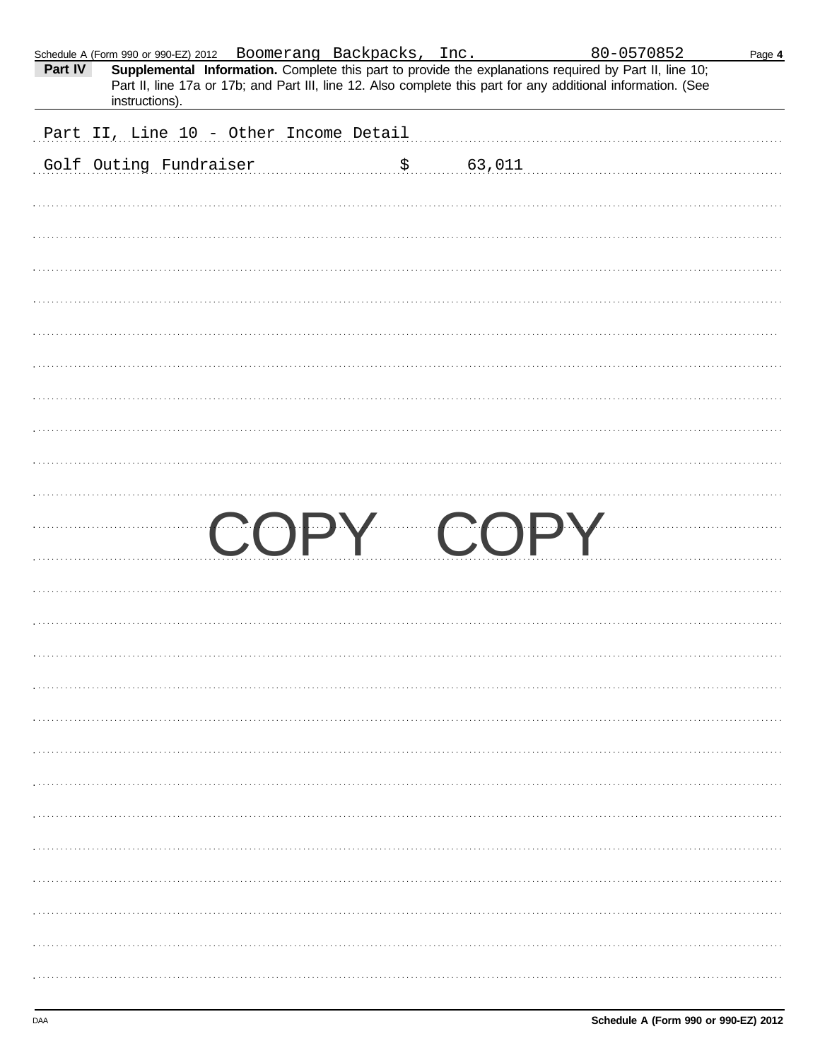Schedule A (Form 990 or 990-EZ) 2012 Boomerang Backpacks, Inc. 80-0570852 Page **4**

**Part IV** **Supplemental Information.** Complete this part to provide the explanations required by Part II, line 10; Part II, line 17a or 17b; and Part III, line 12. Also complete this part for any additional information. (See instructions).

Part II, Line 10 - Other Income Detail

Golf Outing Fundraiser $ 63,011

COPY COPY

DAA **Schedule A (Form 990 or 990-EZ) 2012**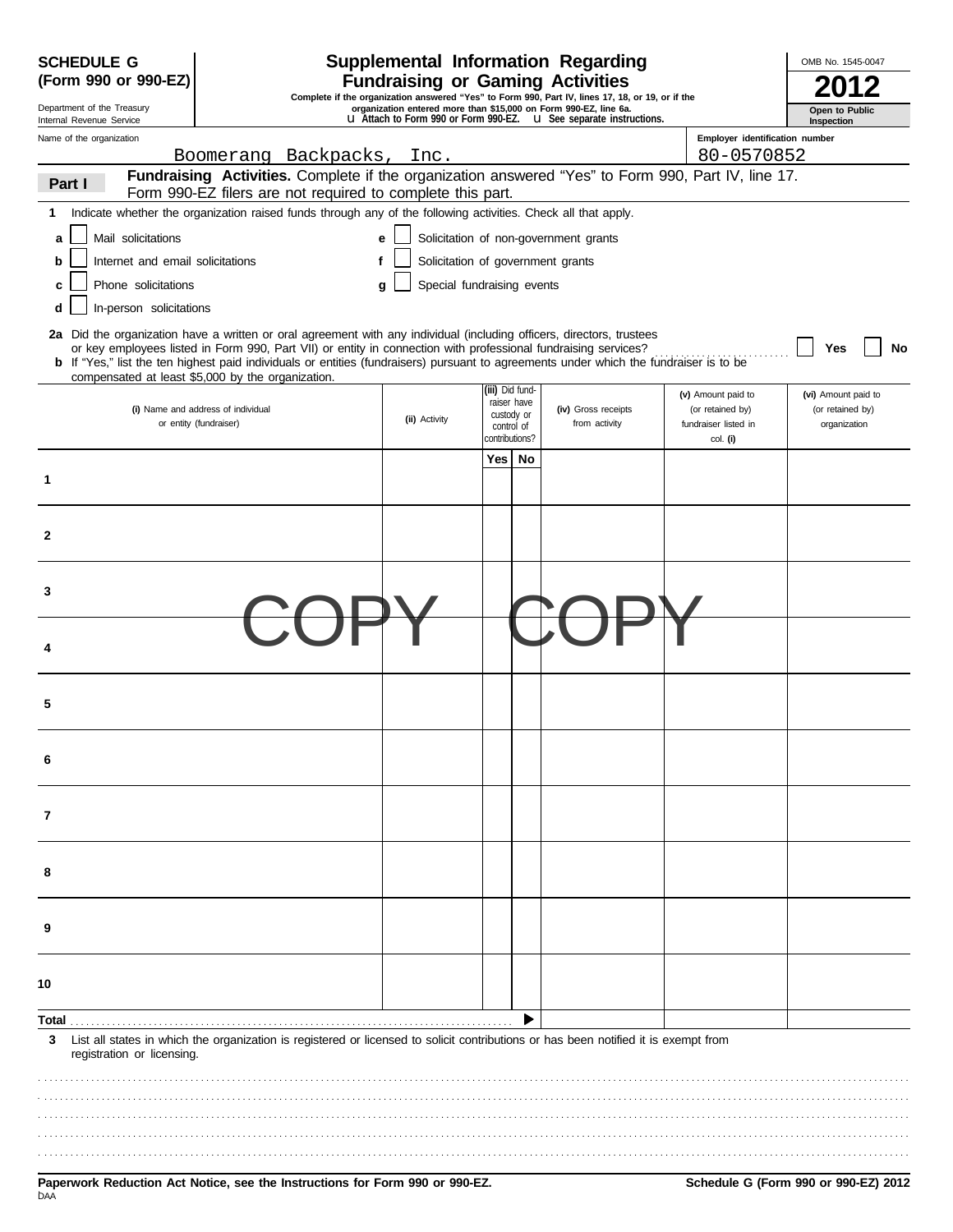**SCHEDULE G (Form 990 or 990-EZ)**

Department of the Treasury
Internal Revenue Service

# Supplemental Information Regarding Fundraising or Gaming Activities

**Complete if the organization answered "Yes" to Form 990, Part IV, lines 17, 18, or 19, or if the organization entered more than $15,000 on Form 990-EZ, line 6a.**

**u Attach to Form 990 or Form 990-EZ. u See separate instructions.**

OMB No. 1545-0047

**2012**

**Open to Public Inspection**

Name of the organization: Boomerang Backpacks, Inc.

Employer identification number: 80-0570852

## Part I Fundraising Activities.

Complete if the organization answered "Yes" to Form 990, Part IV, line 17. Form 990-EZ filers are not required to complete this part.

**1** Indicate whether the organization raised funds through any of the following activities. Check all that apply.

- **a** ☐ Mail solicitations
- **b** ☐ Internet and email solicitations
- **c** ☐ Phone solicitations
- **d** ☐ In-person solicitations
- **e** ☐ Solicitation of non-government grants
- **f** ☐ Solicitation of government grants
- **g** ☐ Special fundraising events

**2a** Did the organization have a written or oral agreement with any individual (including officers, directors, trustees or key employees listed in Form 990, Part VII) or entity in connection with professional fundraising services? ☐ Yes ☐ No

**b** If "Yes," list the ten highest paid individuals or entities (fundraisers) pursuant to agreements under which the fundraiser is to be compensated at least $5,000 by the organization.

| | (i) Name and address of individual or entity (fundraiser) | (ii) Activity | (iii) Did fund-raiser have custody or control of contributions? Yes | No | (iv) Gross receipts from activity | (v) Amount paid to (or retained by) fundraiser listed in col. (i) | (vi) Amount paid to (or retained by) organization |
|---|---|---|---|---|---|---|---|
| 1 | | | | | | | |
| 2 | | | | | | | |
| 3 | | | | | | | |
| 4 | | | | | | | |
| 5 | | | | | | | |
| 6 | | | | | | | |
| 7 | | | | | | | |
| 8 | | | | | | | |
| 9 | | | | | | | |
| 10 | | | | | | | |
| Total | | | | ▶ | | | |

**3** List all states in which the organization is registered or licensed to solicit contributions or has been notified it is exempt from registration or licensing.

**Paperwork Reduction Act Notice, see the Instructions for Form 990 or 990-EZ.** **Schedule G (Form 990 or 990-EZ) 2012**

DAA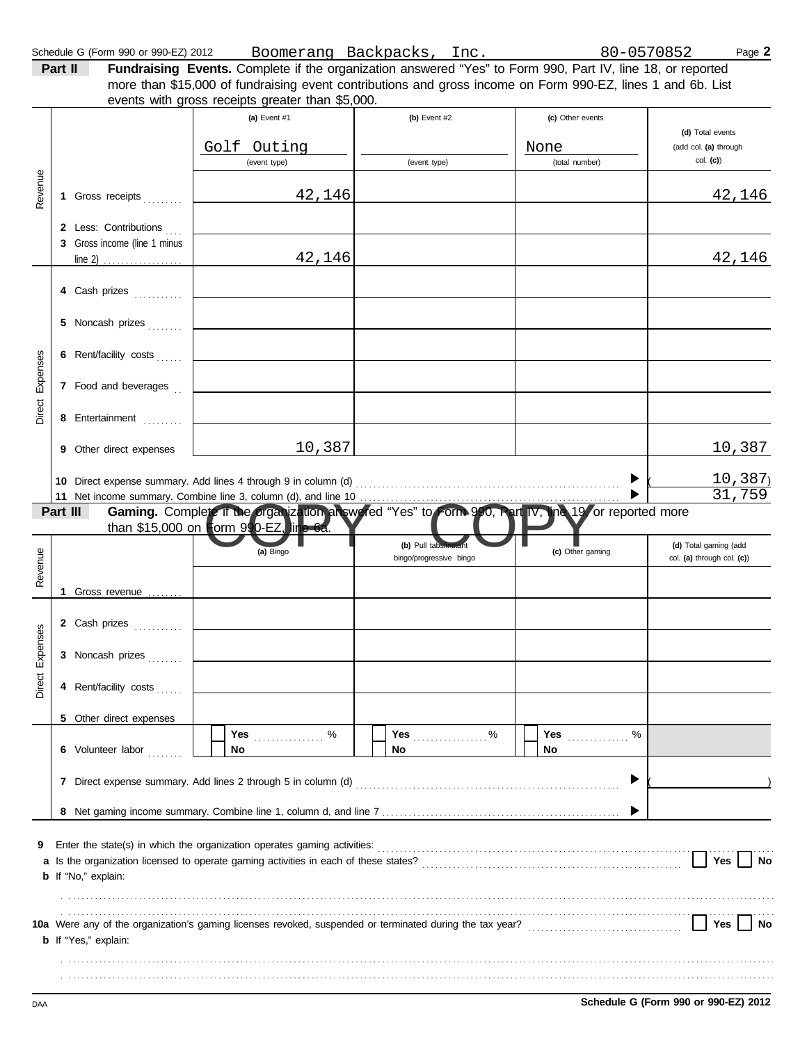Schedule G (Form 990 or 990-EZ) 2012 — Boomerang Backpacks, Inc. — 80-0570852 — Page **2**

**Part II** **Fundraising Events.** Complete if the organization answered "Yes" to Form 990, Part IV, line 18, or reported more than $15,000 of fundraising event contributions and gross income on Form 990-EZ, lines 1 and 6b. List events with gross receipts greater than $5,000.

| | | (a) Event #1 | (b) Event #2 | (c) Other events | (d) Total events (add col. (a) through col. (c)) |
|---|---|---|---|---|---|
| | | Golf Outing (event type) | (event type) | None (total number) | |
| Revenue | 1 Gross receipts | 42,146 | | | 42,146 |
| | 2 Less: Contributions | | | | |
| | 3 Gross income (line 1 minus line 2) | 42,146 | | | 42,146 |
| Direct Expenses | 4 Cash prizes | | | | |
| | 5 Noncash prizes | | | | |
| | 6 Rent/facility costs | | | | |
| | 7 Food and beverages | | | | |
| | 8 Entertainment | | | | |
| | 9 Other direct expenses | 10,387 | | | 10,387 |

10 Direct expense summary. Add lines 4 through 9 in column (d) ▶ ( 10,387 )

11 Net income summary. Combine line 3, column (d), and line 10 ▶ 31,759

**Part III** **Gaming.** Complete if the organization answered "Yes" to Form 990, Part IV, line 19, or reported more than $15,000 on Form 990-EZ, line 6a.

| | | (a) Bingo | (b) Pull tabs/instant bingo/progressive bingo | (c) Other gaming | (d) Total gaming (add col. (a) through col. (c)) |
|---|---|---|---|---|---|
| Revenue | 1 Gross revenue | | | | |
| Direct Expenses | 2 Cash prizes | | | | |
| | 3 Noncash prizes | | | | |
| | 4 Rent/facility costs | | | | |
| | 5 Other direct expenses | | | | |
| | 6 Volunteer labor | ☐ Yes ....... % ☐ No | ☐ Yes ....... % ☐ No | ☐ Yes ....... % ☐ No | |

7 Direct expense summary. Add lines 2 through 5 in column (d) ▶ ( )

8 Net gaming income summary. Combine line 1, column d, and line 7 ▶

9 Enter the state(s) in which the organization operates gaming activities:

a Is the organization licensed to operate gaming activities in each of these states? ☐ Yes ☐ No

b If "No," explain:

10a Were any of the organization's gaming licenses revoked, suspended or terminated during the tax year? ☐ Yes ☐ No

b If "Yes," explain:

DAA — **Schedule G (Form 990 or 990-EZ) 2012**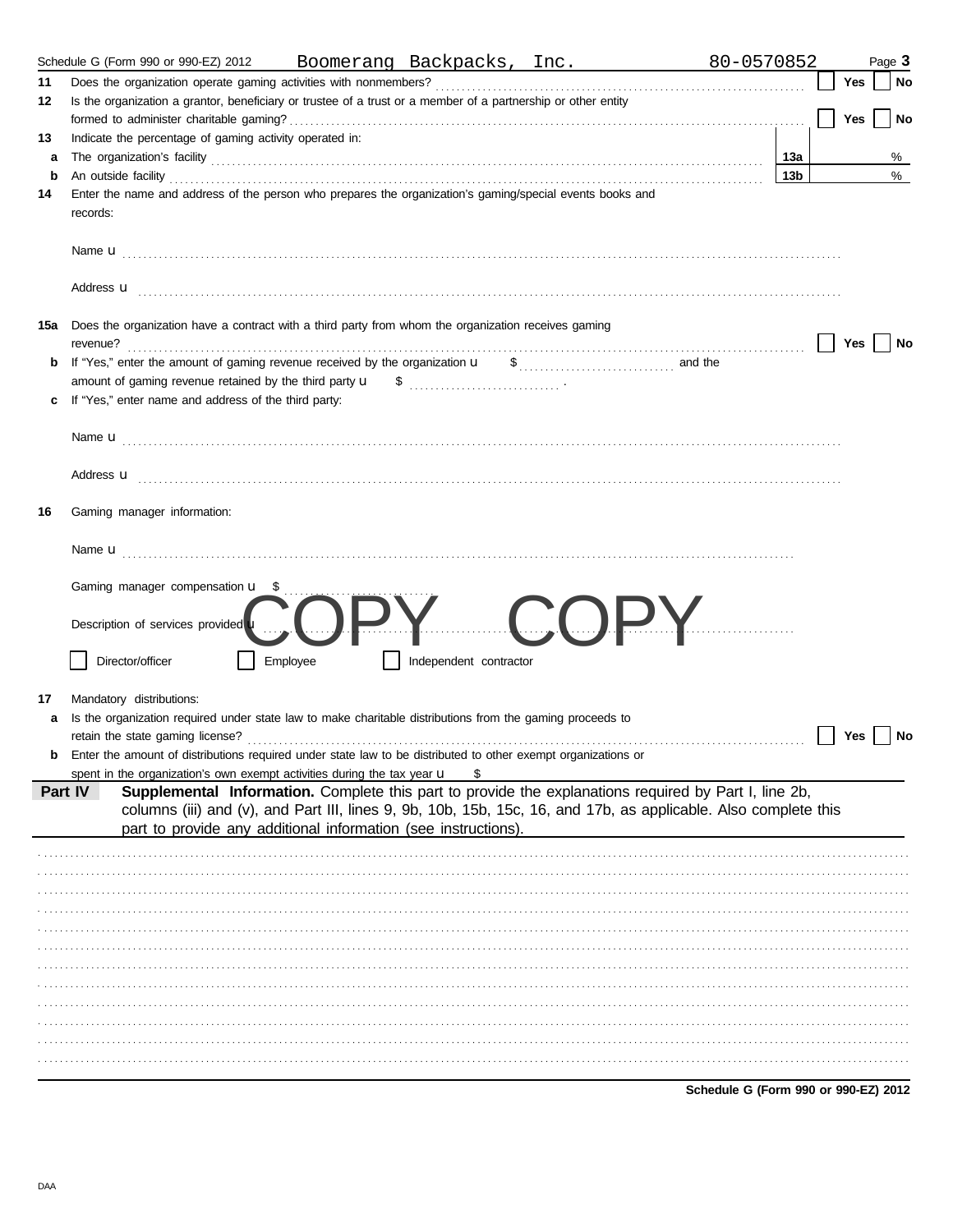Schedule G (Form 990 or 990-EZ) 2012 Boomerang Backpacks, Inc. 80-0570852

**11** Does the organization operate gaming activities with nonmembers? ☐ Yes ☐ No

**12** Is the organization a grantor, beneficiary or trustee of a trust or a member of a partnership or other entity formed to administer charitable gaming? ☐ Yes ☐ No

**13** Indicate the percentage of gaming activity operated in:

**a** The organization's facility **13a** %

**b** An outside facility **13b** %

**14** Enter the name and address of the person who prepares the organization's gaming/special events books and records:

Name u

Address u

**15a** Does the organization have a contract with a third party from whom the organization receives gaming revenue? ☐ Yes ☐ No

**b** If "Yes," enter the amount of gaming revenue received by the organization u $ and the amount of gaming revenue retained by the third party u $ .

**c** If "Yes," enter name and address of the third party:

Name u

Address u

**16** Gaming manager information:

Name u

Gaming manager compensation u $

Description of services provided u

☐ Director/officer ☐ Employee ☐ Independent contractor

COPY COPY

**17** Mandatory distributions:

**a** Is the organization required under state law to make charitable distributions from the gaming proceeds to retain the state gaming license? ☐ Yes ☐ No

**b** Enter the amount of distributions required under state law to be distributed to other exempt organizations or spent in the organization's own exempt activities during the tax year u $

**Part IV** **Supplemental Information.** Complete this part to provide the explanations required by Part I, line 2b, columns (iii) and (v), and Part III, lines 9, 9b, 10b, 15b, 15c, 16, and 17b, as applicable. Also complete this part to provide any additional information (see instructions).

**Schedule G (Form 990 or 990-EZ) 2012**

DAA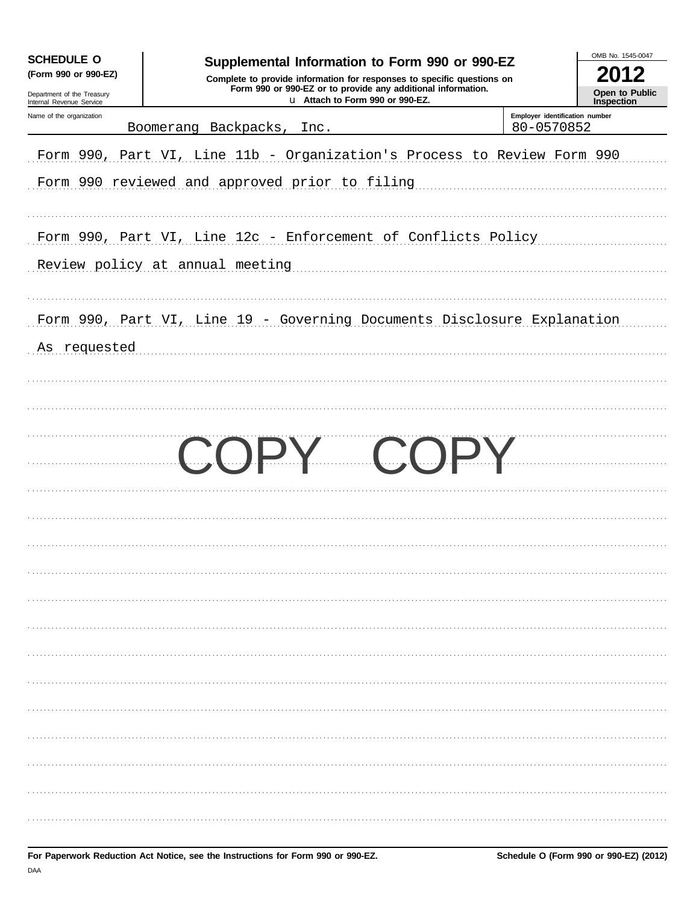**SCHEDULE O**
**(Form 990 or 990-EZ)**

Department of the Treasury
Internal Revenue Service

# Supplemental Information to Form 990 or 990-EZ

**Complete to provide information for responses to specific questions on Form 990 or 990-EZ or to provide any additional information.**

u **Attach to Form 990 or 990-EZ.**

OMB No. 1545-0047

**2012**

**Open to Public Inspection**

| Name of the organization | Employer identification number |
|---|---|
| Boomerang Backpacks, Inc. | 80-0570852 |

Form 990, Part VI, Line 11b - Organization's Process to Review Form 990

Form 990 reviewed and approved prior to filing

Form 990, Part VI, Line 12c - Enforcement of Conflicts Policy

Review policy at annual meeting

Form 990, Part VI, Line 19 - Governing Documents Disclosure Explanation

As requested

COPY COPY

**For Paperwork Reduction Act Notice, see the Instructions for Form 990 or 990-EZ.** **Schedule O (Form 990 or 990-EZ) (2012)**

DAA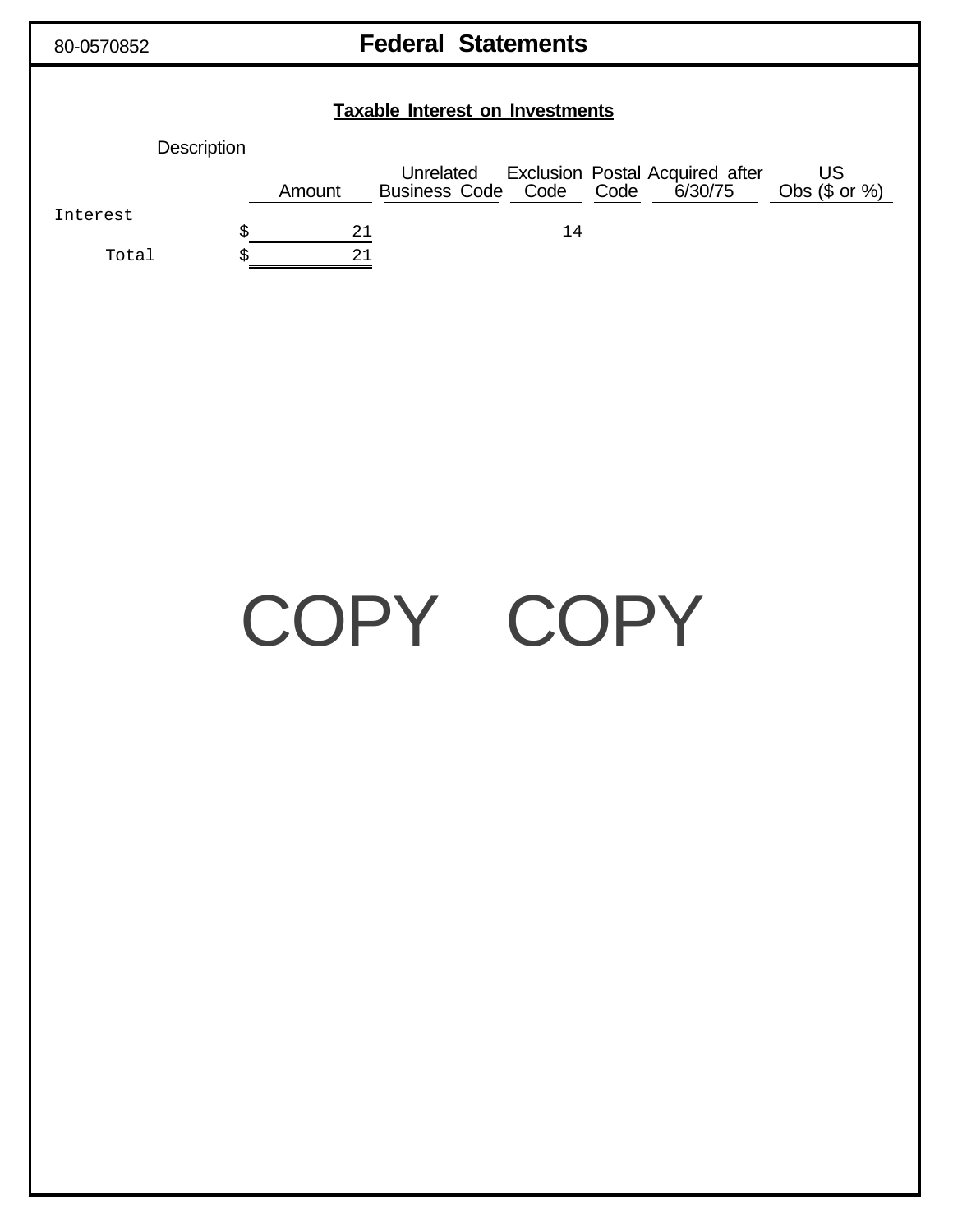80-0570852

# Federal Statements

## Taxable Interest on Investments

| Description | Amount | Unrelated Business Code | Exclusion Code | Postal Code | Acquired after 6/30/75 | US Obs ($ or %) |
|---|---|---|---|---|---|---|
| Interest | $ 21 | | 14 | | | |
| Total | $ 21 | | | | | |

COPY COPY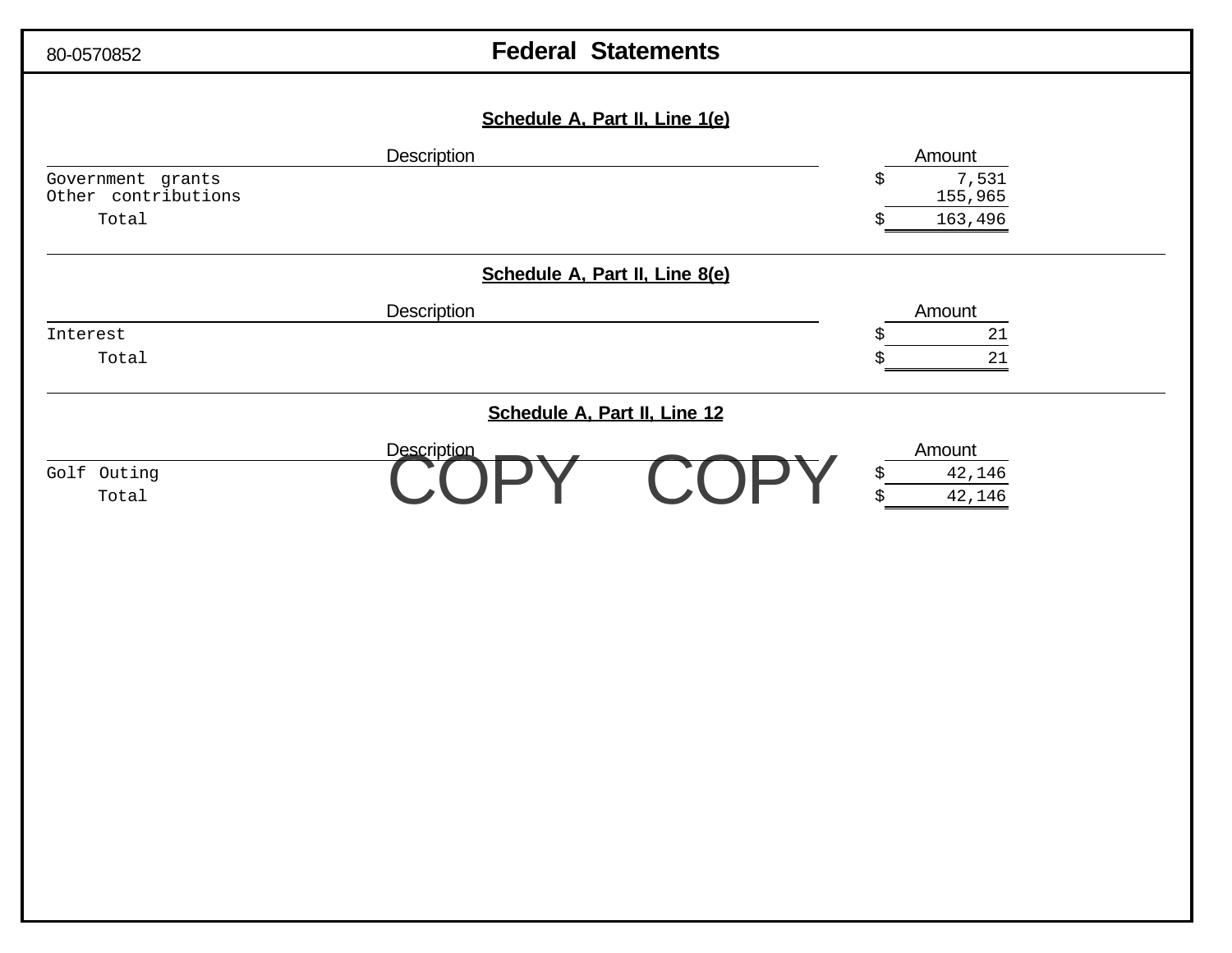80-0570852

# Federal Statements

## Schedule A, Part II, Line 1(e)

| Description | Amount |
|---|---|
| Government grants | $ 7,531 |
| Other contributions | 155,965 |
| Total | $ 163,496 |

## Schedule A, Part II, Line 8(e)

| Description | Amount |
|---|---|
| Interest | $ 21 |
| Total | $ 21 |

## Schedule A, Part II, Line 12

| Description | Amount |
|---|---|
| Golf Outing | $ 42,146 |
| Total | $ 42,146 |

COPY COPY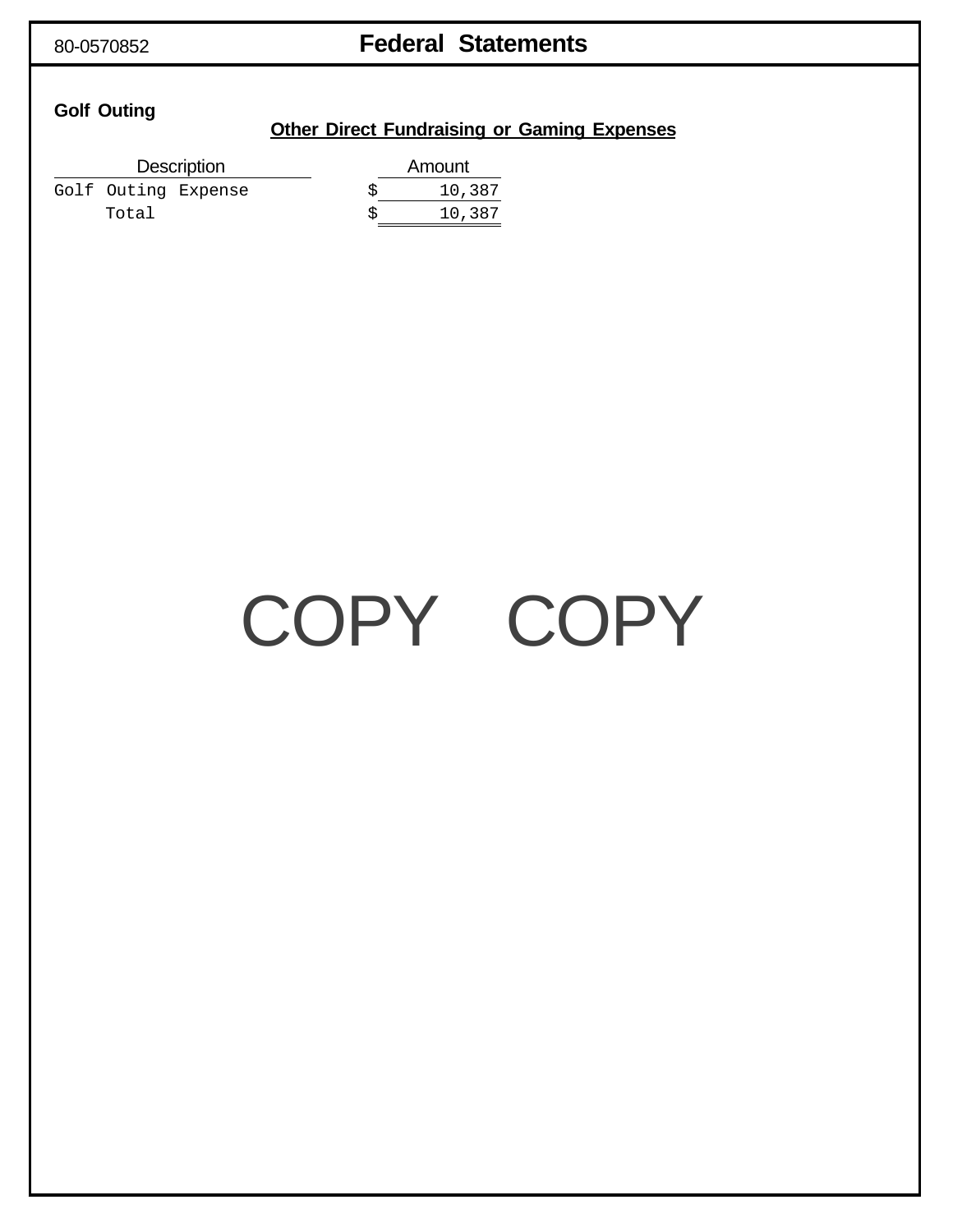80-0570852 **Federal Statements**

**Golf Outing**

**Other Direct Fundraising or Gaming Expenses**

| Description | Amount |
|---|---|
| Golf Outing Expense | $ 10,387 |
| Total | $ 10,387 |

COPY COPY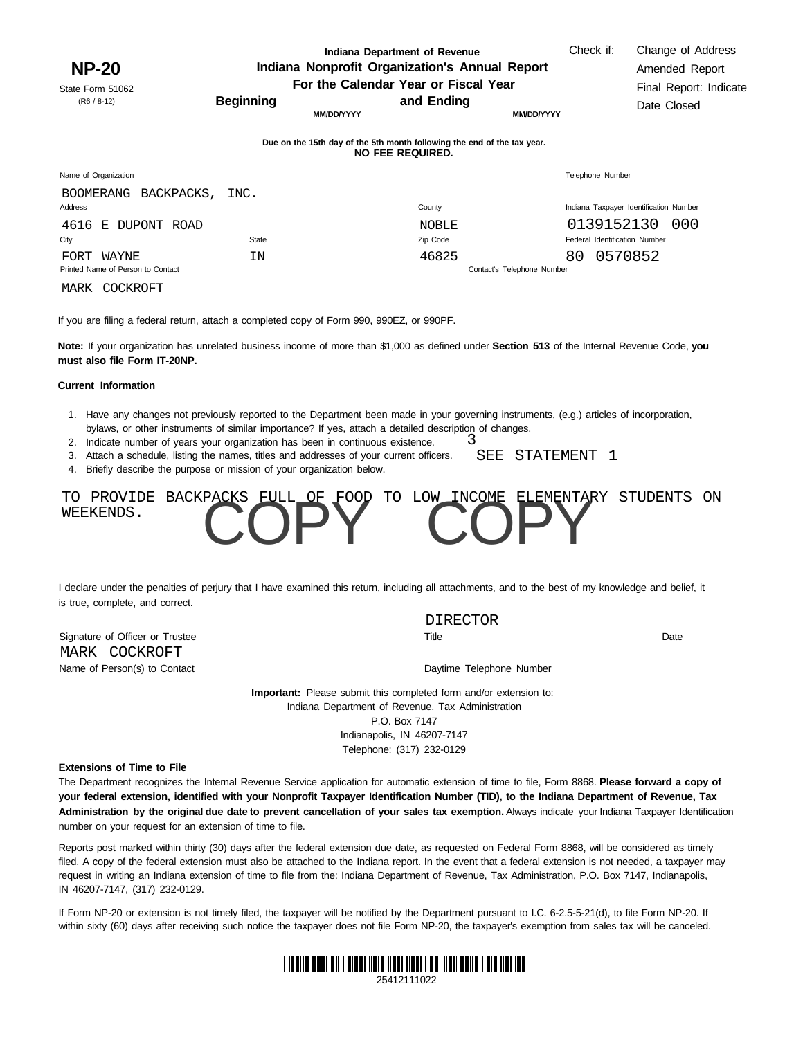**NP-20**

State Form 51062
(R6 / 8-12)

**Indiana Department of Revenue**
**Indiana Nonprofit Organization's Annual Report**
**For the Calendar Year or Fiscal Year**
**Beginning** MM/DD/YYYY **and Ending** MM/DD/YYYY

Check if: Change of Address
Amended Report
Final Report: Indicate Date Closed

**Due on the 15th day of the 5th month following the end of the tax year.**
**NO FEE REQUIRED.**

| Name of Organization | | | Telephone Number |
|---|---|---|---|
| BOOMERANG BACKPACKS, INC. | | | |
| **Address** | | **County** | **Indiana Taxpayer Identification Number** |
| 4616 E DUPONT ROAD | | NOBLE | 0139152130 000 |
| **City** | **State** | **Zip Code** | **Federal Identification Number** |
| FORT WAYNE | IN | 46825 | 80 0570852 |
| **Printed Name of Person to Contact** | | **Contact's Telephone Number** | |
| MARK COCKROFT | | | |

If you are filing a federal return, attach a completed copy of Form 990, 990EZ, or 990PF.

**Note:** If your organization has unrelated business income of more than $1,000 as defined under **Section 513** of the Internal Revenue Code, **you must also file Form IT-20NP.**

**Current Information**

1. Have any changes not previously reported to the Department been made in your governing instruments, (e.g.) articles of incorporation, bylaws, or other instruments of similar importance? If yes, attach a detailed description of changes.
2. Indicate number of years your organization has been in continuous existence. 3
3. Attach a schedule, listing the names, titles and addresses of your current officers. SEE STATEMENT 1
4. Briefly describe the purpose or mission of your organization below.

TO PROVIDE BACKPACKS FULL OF FOOD TO LOW INCOME ELEMENTARY STUDENTS ON WEEKENDS.

COPY COPY

I declare under the penalties of perjury that I have examined this return, including all attachments, and to the best of my knowledge and belief, it is true, complete, and correct.

| Signature of Officer or Trustee | Title | Date |
|---|---|---|
| | DIRECTOR | |

| Name of Person(s) to Contact | Daytime Telephone Number |
|---|---|
| MARK COCKROFT | |

**Important:** Please submit this completed form and/or extension to:
Indiana Department of Revenue, Tax Administration
P.O. Box 7147
Indianapolis, IN 46207-7147
Telephone: (317) 232-0129

**Extensions of Time to File**

The Department recognizes the Internal Revenue Service application for automatic extension of time to file, Form 8868. **Please forward a copy of your federal extension, identified with your Nonprofit Taxpayer Identification Number (TID), to the Indiana Department of Revenue, Tax Administration by the original due date to prevent cancellation of your sales tax exemption.** Always indicate your Indiana Taxpayer Identification number on your request for an extension of time to file.

Reports post marked within thirty (30) days after the federal extension due date, as requested on Federal Form 8868, will be considered as timely filed. A copy of the federal extension must also be attached to the Indiana report. In the event that a federal extension is not needed, a taxpayer may request in writing an Indiana extension of time to file from the: Indiana Department of Revenue, Tax Administration, P.O. Box 7147, Indianapolis, IN 46207-7147, (317) 232-0129.

If Form NP-20 or extension is not timely filed, the taxpayer will be notified by the Department pursuant to I.C. 6-2.5-5-21(d), to file Form NP-20. If within sixty (60) days after receiving such notice the taxpayer does not file Form NP-20, the taxpayer's exemption from sales tax will be canceled.

25412111022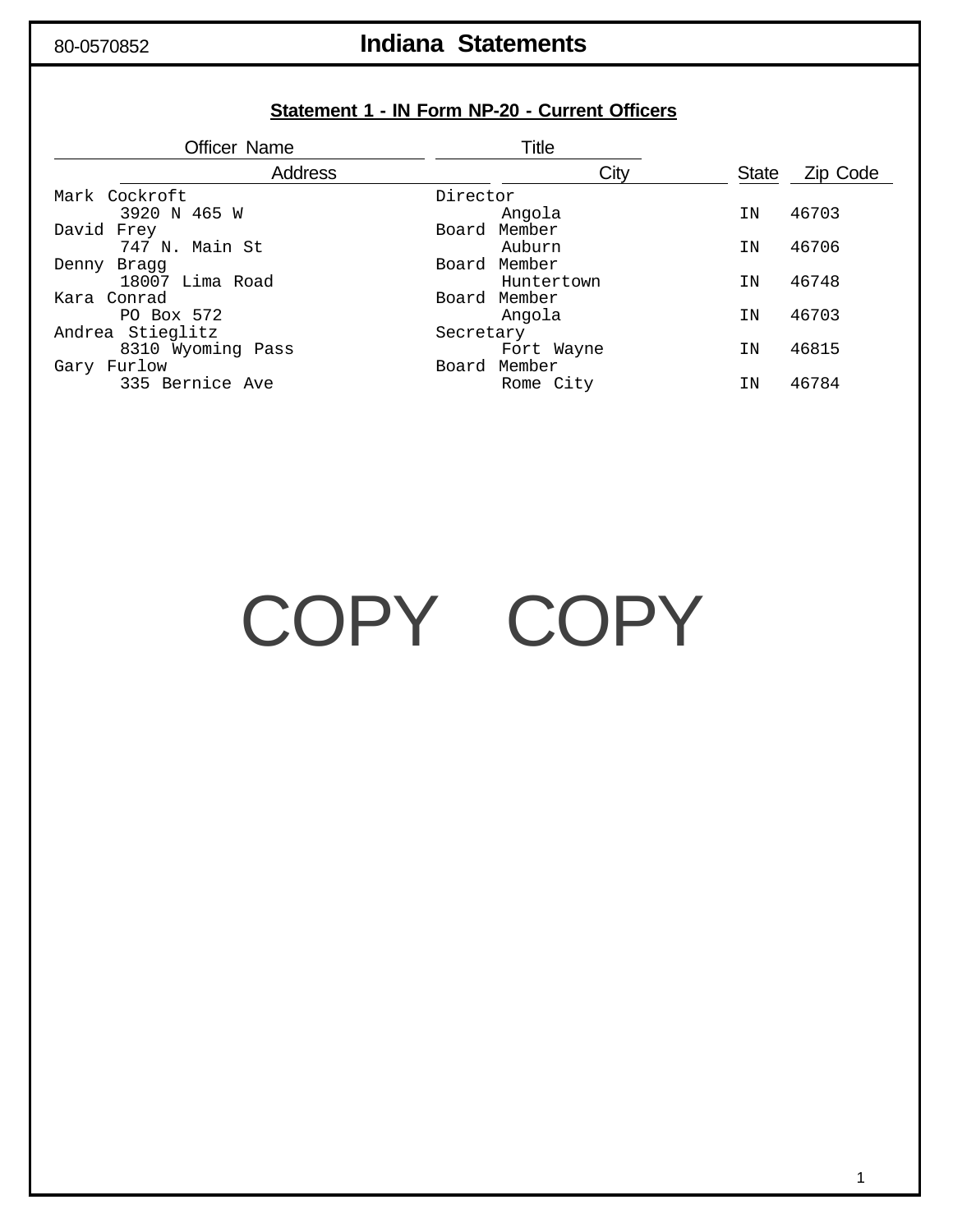80-0570852 **Indiana Statements**

## Statement 1 - IN Form NP-20 - Current Officers

| Officer Name / Address | Title / City | State | Zip Code |
|---|---|---|---|
| Mark Cockroft | Director | | |
| 3920 N 465 W | Angola | IN | 46703 |
| David Frey | Board Member | | |
| 747 N. Main St | Auburn | IN | 46706 |
| Denny Bragg | Board Member | | |
| 18007 Lima Road | Huntertown | IN | 46748 |
| Kara Conrad | Board Member | | |
| PO Box 572 | Angola | IN | 46703 |
| Andrea Stieglitz | Secretary | | |
| 8310 Wyoming Pass | Fort Wayne | IN | 46815 |
| Gary Furlow | Board Member | | |
| 335 Bernice Ave | Rome City | IN | 46784 |

COPY COPY